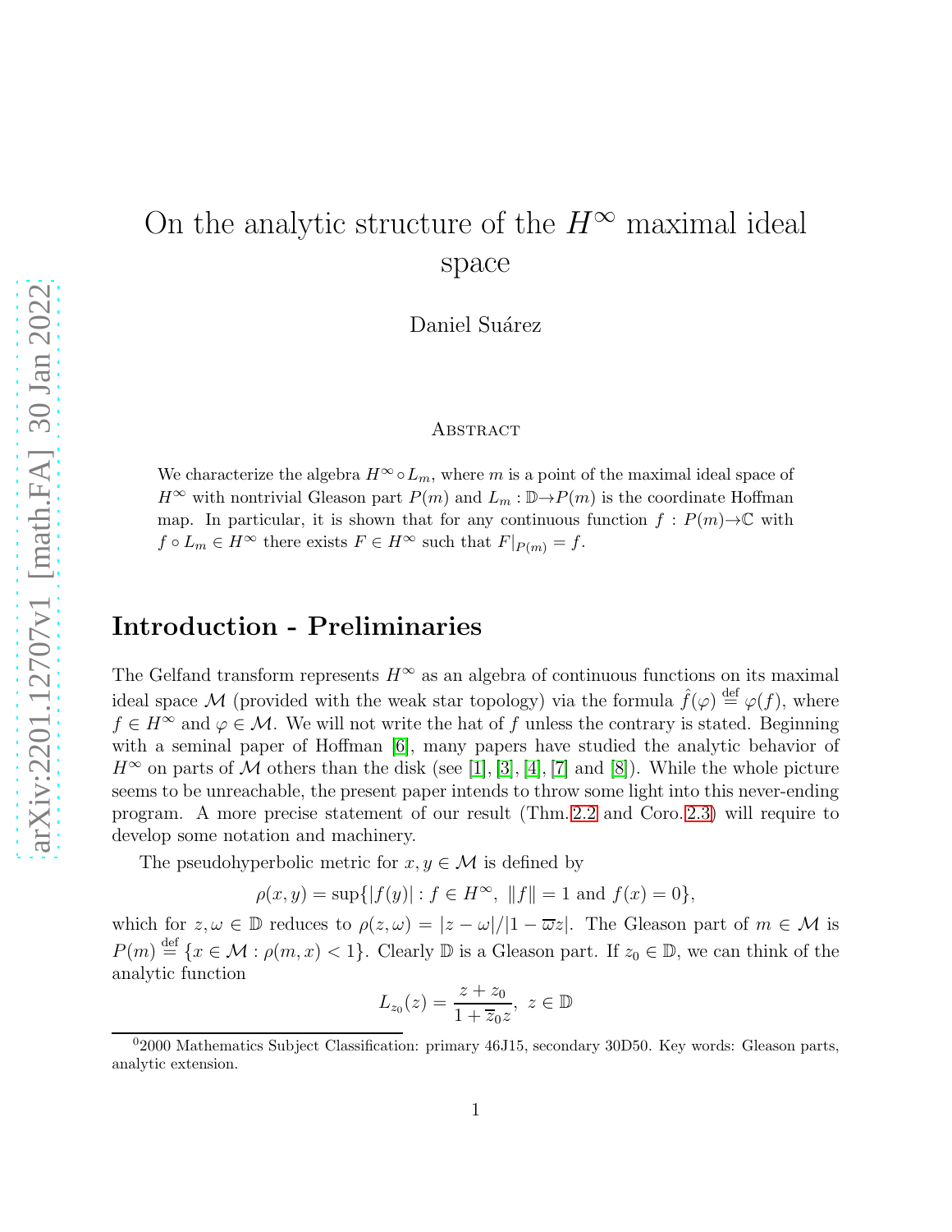# On the analytic structure of the $H^\infty$ maximal ideal space

Daniel Suárez

## Abstract

We characterize the algebra $H^\infty \circ L_m$, where $m$ is a point of the maximal ideal space of $H^\infty$ with nontrivial Gleason part $P(m)$ and $L_m : \mathbb{D} \to P(m)$ is the coordinate Hoffman map. In particular, it is shown that for any continuous function $f : P(m) \to \mathbb{C}$ with $f \circ L_m \in H^\infty$ there exists $F \in H^\infty$ such that $F|_{P(m)} = f$.

## Introduction - Preliminaries

The Gelfand transform represents $H^\infty$ as an algebra of continuous functions on its maximal ideal space $\mathcal{M}$ (provided with the weak star topology) via the formula $\hat{f}(\varphi) \stackrel{\text{def}}{=} \varphi(f)$, where $f \in H^\infty$ and $\varphi \in \mathcal{M}$. We will not write the hat of $f$ unless the contrary is stated. Beginning with a seminal paper of Hoffman [6], many papers have studied the analytic behavior of $H^\infty$ on parts of $\mathcal{M}$ others than the disk (see [1], [3], [4], [7] and [8]). While the whole picture seems to be unreachable, the present paper intends to throw some light into this never-ending program. A more precise statement of our result (Thm. 2.2 and Coro. 2.3) will require to develop some notation and machinery.

The pseudohyperbolic metric for $x, y \in \mathcal{M}$ is defined by

$$\rho(x, y) = \sup\{|f(y)| : f \in H^\infty,\ \|f\| = 1 \text{ and } f(x) = 0\},$$

which for $z, \omega \in \mathbb{D}$ reduces to $\rho(z, \omega) = |z - \omega|/|1 - \overline{\omega} z|$. The Gleason part of $m \in \mathcal{M}$ is $P(m) \stackrel{\text{def}}{=} \{x \in \mathcal{M} : \rho(m, x) < 1\}$. Clearly $\mathbb{D}$ is a Gleason part. If $z_0 \in \mathbb{D}$, we can think of the analytic function

$$L_{z_0}(z) = \frac{z + z_0}{1 + \overline{z}_0 z},\ z \in \mathbb{D}$$

[0] 2000 Mathematics Subject Classification: primary 46J15, secondary 30D50. Key words: Gleason parts, analytic extension.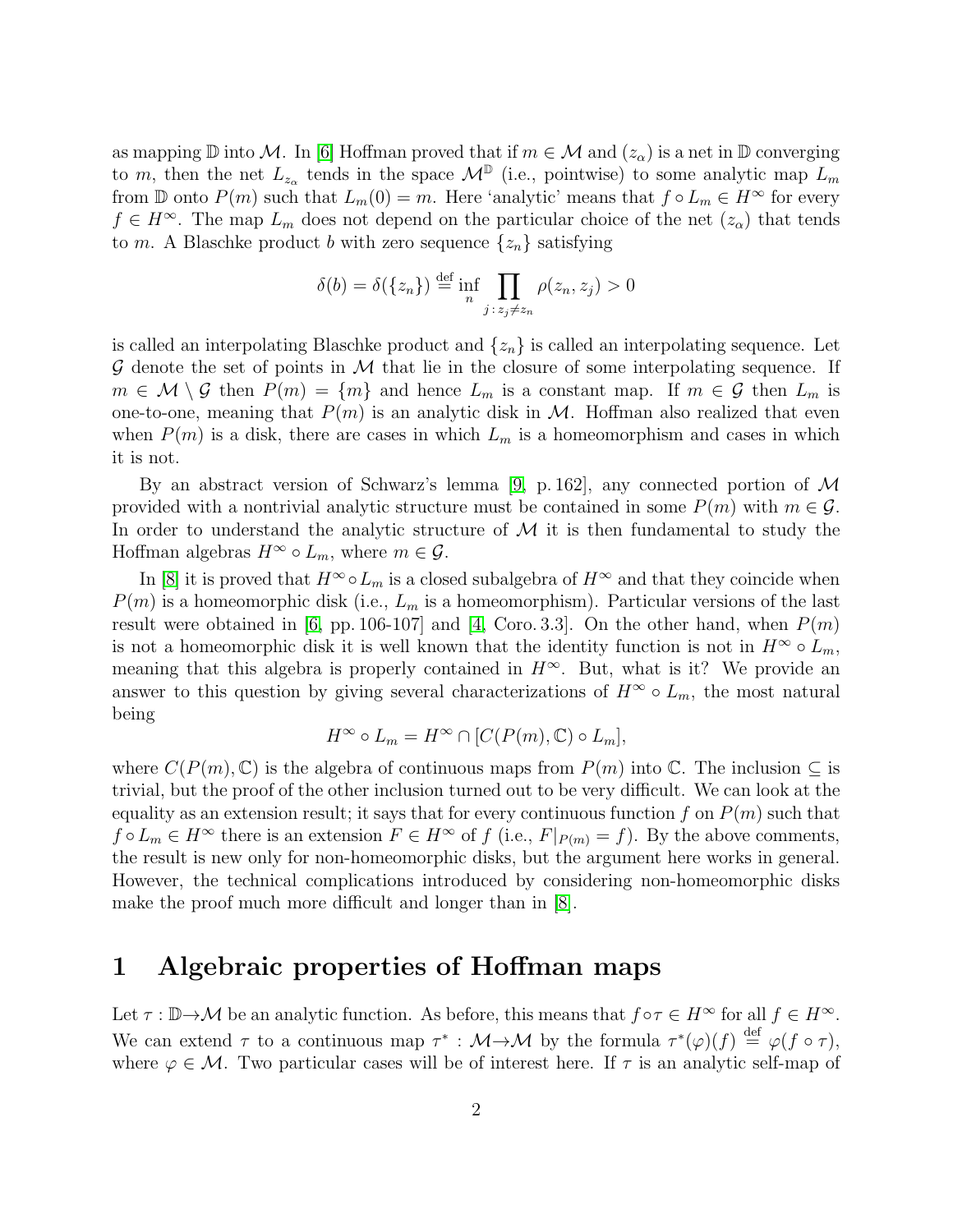as mapping $\mathbb{D}$ into $\mathcal{M}$. In [6] Hoffman proved that if $m \in \mathcal{M}$ and $(z_\alpha)$ is a net in $\mathbb{D}$ converging to $m$, then the net $L_{z_\alpha}$ tends in the space $\mathcal{M}^{\mathbb{D}}$ (i.e., pointwise) to some analytic map $L_m$ from $\mathbb{D}$ onto $P(m)$ such that $L_m(0) = m$. Here 'analytic' means that $f \circ L_m \in H^\infty$ for every $f \in H^\infty$. The map $L_m$ does not depend on the particular choice of the net $(z_\alpha)$ that tends to $m$. A Blaschke product $b$ with zero sequence $\{z_n\}$ satisfying

$$\delta(b) = \delta(\{z_n\}) \overset{\text{def}}{=} \inf_n \prod_{j\,:\,z_j \neq z_n} \rho(z_n, z_j) > 0$$

is called an interpolating Blaschke product and $\{z_n\}$ is called an interpolating sequence. Let $\mathcal{G}$ denote the set of points in $\mathcal{M}$ that lie in the closure of some interpolating sequence. If $m \in \mathcal{M} \setminus \mathcal{G}$ then $P(m) = \{m\}$ and hence $L_m$ is a constant map. If $m \in \mathcal{G}$ then $L_m$ is one-to-one, meaning that $P(m)$ is an analytic disk in $\mathcal{M}$. Hoffman also realized that even when $P(m)$ is a disk, there are cases in which $L_m$ is a homeomorphism and cases in which it is not.

By an abstract version of Schwarz's lemma [9, p. 162], any connected portion of $\mathcal{M}$ provided with a nontrivial analytic structure must be contained in some $P(m)$ with $m \in \mathcal{G}$. In order to understand the analytic structure of $\mathcal{M}$ it is then fundamental to study the Hoffman algebras $H^\infty \circ L_m$, where $m \in \mathcal{G}$.

In [8] it is proved that $H^\infty \circ L_m$ is a closed subalgebra of $H^\infty$ and that they coincide when $P(m)$ is a homeomorphic disk (i.e., $L_m$ is a homeomorphism). Particular versions of the last result were obtained in [6, pp. 106-107] and [4, Coro. 3.3]. On the other hand, when $P(m)$ is not a homeomorphic disk it is well known that the identity function is not in $H^\infty \circ L_m$, meaning that this algebra is properly contained in $H^\infty$. But, what is it? We provide an answer to this question by giving several characterizations of $H^\infty \circ L_m$, the most natural being

$$H^\infty \circ L_m = H^\infty \cap [C(P(m), \mathbb{C}) \circ L_m],$$

where $C(P(m), \mathbb{C})$ is the algebra of continuous maps from $P(m)$ into $\mathbb{C}$. The inclusion $\subseteq$ is trivial, but the proof of the other inclusion turned out to be very difficult. We can look at the equality as an extension result; it says that for every continuous function $f$ on $P(m)$ such that $f \circ L_m \in H^\infty$ there is an extension $F \in H^\infty$ of $f$ (i.e., $F|_{P(m)} = f$). By the above comments, the result is new only for non-homeomorphic disks, but the argument here works in general. However, the technical complications introduced by considering non-homeomorphic disks make the proof much more difficult and longer than in [8].

# 1 Algebraic properties of Hoffman maps

Let $\tau : \mathbb{D} \to \mathcal{M}$ be an analytic function. As before, this means that $f \circ \tau \in H^\infty$ for all $f \in H^\infty$. We can extend $\tau$ to a continuous map $\tau^* : \mathcal{M} \to \mathcal{M}$ by the formula $\tau^*(\varphi)(f) \overset{\text{def}}{=} \varphi(f \circ \tau)$, where $\varphi \in \mathcal{M}$. Two particular cases will be of interest here. If $\tau$ is an analytic self-map of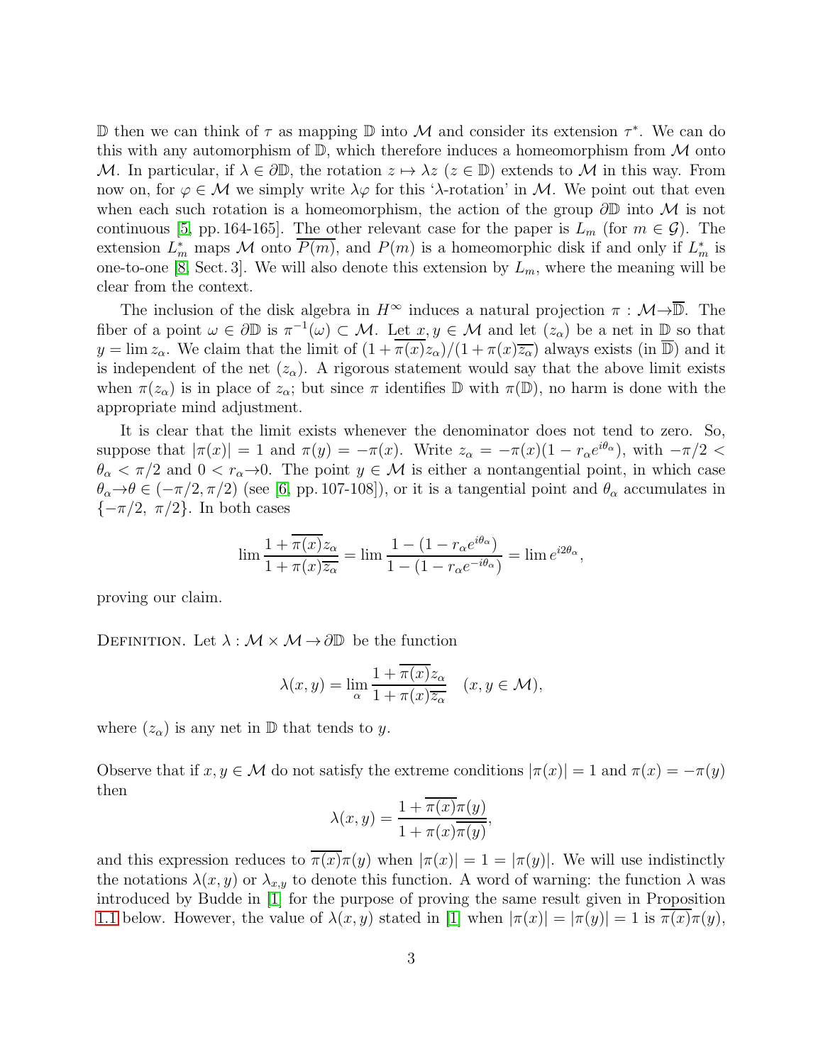$\mathbb{D}$ then we can think of $\tau$ as mapping $\mathbb{D}$ into $\mathcal{M}$ and consider its extension $\tau^*$. We can do this with any automorphism of $\mathbb{D}$, which therefore induces a homeomorphism from $\mathcal{M}$ onto $\mathcal{M}$. In particular, if $\lambda \in \partial\mathbb{D}$, the rotation $z \mapsto \lambda z$ ($z \in \mathbb{D}$) extends to $\mathcal{M}$ in this way. From now on, for $\varphi \in \mathcal{M}$ we simply write $\lambda\varphi$ for this '$\lambda$-rotation' in $\mathcal{M}$. We point out that even when each such rotation is a homeomorphism, the action of the group $\partial\mathbb{D}$ into $\mathcal{M}$ is not continuous [5, pp. 164-165]. The other relevant case for the paper is $L_m$ (for $m \in \mathcal{G}$). The extension $L_m^*$ maps $\mathcal{M}$ onto $\overline{P(m)}$, and $P(m)$ is a homeomorphic disk if and only if $L_m^*$ is one-to-one [8, Sect. 3]. We will also denote this extension by $L_m$, where the meaning will be clear from the context.

The inclusion of the disk algebra in $H^\infty$ induces a natural projection $\pi : \mathcal{M} \to \overline{\mathbb{D}}$. The fiber of a point $\omega \in \partial\mathbb{D}$ is $\pi^{-1}(\omega) \subset \mathcal{M}$. Let $x, y \in \mathcal{M}$ and let $(z_\alpha)$ be a net in $\mathbb{D}$ so that $y = \lim z_\alpha$. We claim that the limit of $(1 + \overline{\pi(x)} z_\alpha)/(1 + \pi(x)\overline{z_\alpha})$ always exists (in $\overline{\mathbb{D}}$) and it is independent of the net $(z_\alpha)$. A rigorous statement would say that the above limit exists when $\pi(z_\alpha)$ is in place of $z_\alpha$; but since $\pi$ identifies $\mathbb{D}$ with $\pi(\mathbb{D})$, no harm is done with the appropriate mind adjustment.

It is clear that the limit exists whenever the denominator does not tend to zero. So, suppose that $|\pi(x)| = 1$ and $\pi(y) = -\pi(x)$. Write $z_\alpha = -\pi(x)(1 - r_\alpha e^{i\theta_\alpha})$, with $-\pi/2 < \theta_\alpha < \pi/2$ and $0 < r_\alpha \to 0$. The point $y \in \mathcal{M}$ is either a nontangential point, in which case $\theta_\alpha \to \theta \in (-\pi/2, \pi/2)$ (see [6, pp. 107-108]), or it is a tangential point and $\theta_\alpha$ accumulates in $\{-\pi/2,\ \pi/2\}$. In both cases

$$\lim \frac{1 + \overline{\pi(x)} z_\alpha}{1 + \pi(x)\overline{z_\alpha}} = \lim \frac{1 - (1 - r_\alpha e^{i\theta_\alpha})}{1 - (1 - r_\alpha e^{-i\theta_\alpha})} = \lim e^{i2\theta_\alpha},$$

proving our claim.

Definition. Let $\lambda : \mathcal{M} \times \mathcal{M} \to \partial\mathbb{D}$ be the function

$$\lambda(x, y) = \lim_\alpha \frac{1 + \overline{\pi(x)} z_\alpha}{1 + \pi(x)\overline{z_\alpha}} \quad (x, y \in \mathcal{M}),$$

where $(z_\alpha)$ is any net in $\mathbb{D}$ that tends to $y$.

Observe that if $x, y \in \mathcal{M}$ do not satisfy the extreme conditions $|\pi(x)| = 1$ and $\pi(x) = -\pi(y)$ then

$$\lambda(x, y) = \frac{1 + \overline{\pi(x)}\pi(y)}{1 + \pi(x)\overline{\pi(y)}},$$

and this expression reduces to $\overline{\pi(x)}\pi(y)$ when $|\pi(x)| = 1 = |\pi(y)|$. We will use indistinctly the notations $\lambda(x, y)$ or $\lambda_{x,y}$ to denote this function. A word of warning: the function $\lambda$ was introduced by Budde in [1] for the purpose of proving the same result given in Proposition 1.1 below. However, the value of $\lambda(x, y)$ stated in [1] when $|\pi(x)| = |\pi(y)| = 1$ is $\overline{\pi(x)}\pi(y)$,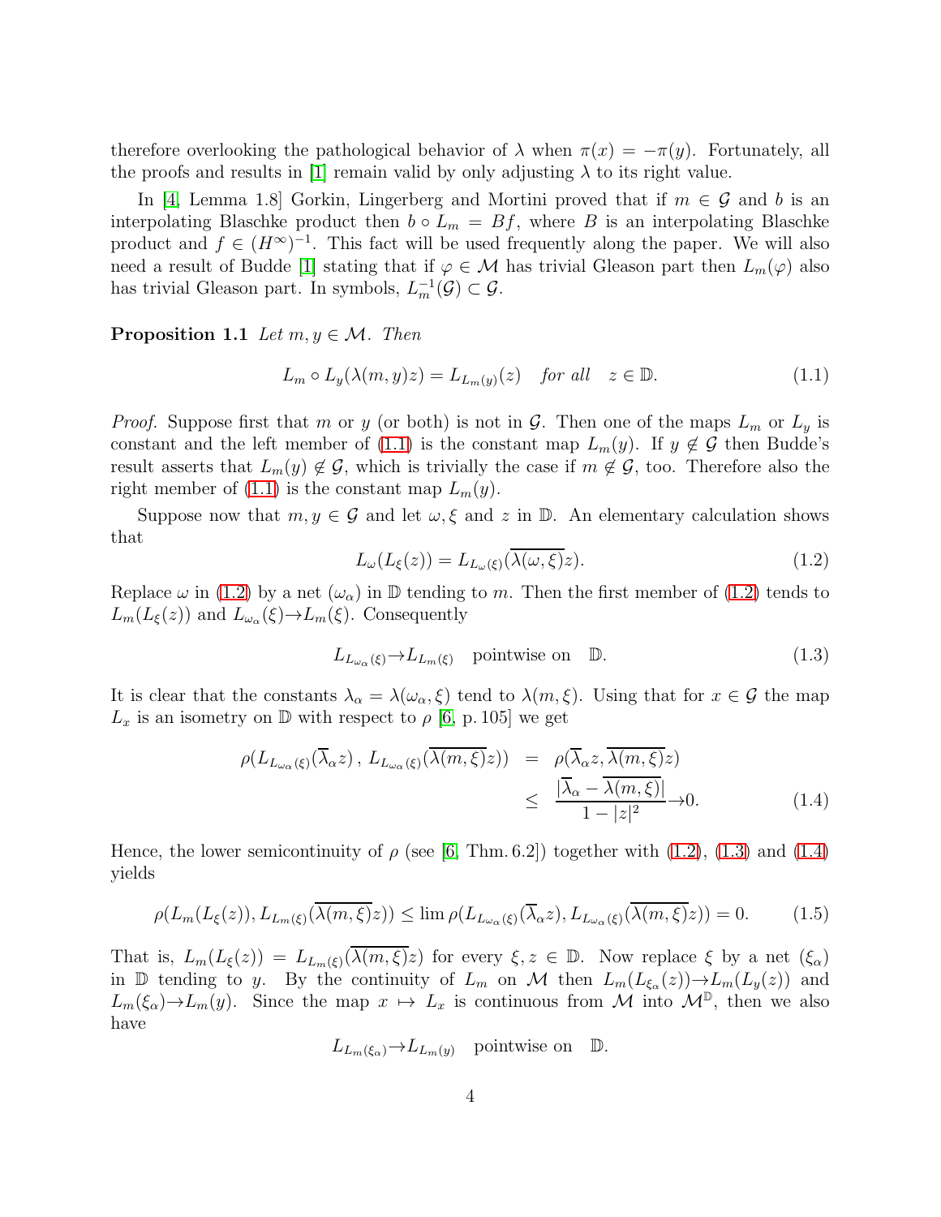therefore overlooking the pathological behavior of $\lambda$ when $\pi(x) = -\pi(y)$. Fortunately, all the proofs and results in [1] remain valid by only adjusting $\lambda$ to its right value.

In [4, Lemma 1.8] Gorkin, Lingerberg and Mortini proved that if $m \in \mathcal{G}$ and $b$ is an interpolating Blaschke product then $b \circ L_m = Bf$, where $B$ is an interpolating Blaschke product and $f \in (H^\infty)^{-1}$. This fact will be used frequently along the paper. We will also need a result of Budde [1] stating that if $\varphi \in \mathcal{M}$ has trivial Gleason part then $L_m(\varphi)$ also has trivial Gleason part. In symbols, $L_m^{-1}(\mathcal{G}) \subset \mathcal{G}$.

**Proposition 1.1** *Let $m, y \in \mathcal{M}$. Then*

$$L_m \circ L_y(\lambda(m, y)z) = L_{L_m(y)}(z) \quad \text{for all} \quad z \in \mathbb{D}. \tag{1.1}$$

*Proof.* Suppose first that $m$ or $y$ (or both) is not in $\mathcal{G}$. Then one of the maps $L_m$ or $L_y$ is constant and the left member of (1.1) is the constant map $L_m(y)$. If $y \notin \mathcal{G}$ then Budde's result asserts that $L_m(y) \notin \mathcal{G}$, which is trivially the case if $m \notin \mathcal{G}$, too. Therefore also the right member of (1.1) is the constant map $L_m(y)$.

Suppose now that $m, y \in \mathcal{G}$ and let $\omega, \xi$ and $z$ in $\mathbb{D}$. An elementary calculation shows that

$$L_\omega(L_\xi(z)) = L_{L_\omega(\xi)}(\overline{\lambda(\omega, \xi)}z). \tag{1.2}$$

Replace $\omega$ in (1.2) by a net $(\omega_\alpha)$ in $\mathbb{D}$ tending to $m$. Then the first member of (1.2) tends to $L_m(L_\xi(z))$ and $L_{\omega_\alpha}(\xi) \to L_m(\xi)$. Consequently

$$L_{L_{\omega_\alpha}(\xi)} \to L_{L_m(\xi)} \quad \text{pointwise on} \quad \mathbb{D}. \tag{1.3}$$

It is clear that the constants $\lambda_\alpha = \lambda(\omega_\alpha, \xi)$ tend to $\lambda(m, \xi)$. Using that for $x \in \mathcal{G}$ the map $L_x$ is an isometry on $\mathbb{D}$ with respect to $\rho$ [6, p. 105] we get

$$\begin{aligned} \rho(L_{L_{\omega_\alpha}(\xi)}(\overline{\lambda}_\alpha z)\,,\, L_{L_{\omega_\alpha}(\xi)}(\overline{\lambda(m, \xi)}z)) &= \rho(\overline{\lambda}_\alpha z, \overline{\lambda(m, \xi)}z) \\ &\leq \frac{|\overline{\lambda}_\alpha - \overline{\lambda(m, \xi)}|}{1 - |z|^2} \to 0. \end{aligned} \tag{1.4}$$

Hence, the lower semicontinuity of $\rho$ (see [6, Thm. 6.2]) together with (1.2), (1.3) and (1.4) yields

$$\rho(L_m(L_\xi(z)), L_{L_m(\xi)}(\overline{\lambda(m, \xi)}z)) \leq \lim \rho(L_{L_{\omega_\alpha}(\xi)}(\overline{\lambda}_\alpha z), L_{L_{\omega_\alpha}(\xi)}(\overline{\lambda(m, \xi)}z)) = 0. \tag{1.5}$$

That is, $L_m(L_\xi(z)) = L_{L_m(\xi)}(\overline{\lambda(m, \xi)}z)$ for every $\xi, z \in \mathbb{D}$. Now replace $\xi$ by a net $(\xi_\alpha)$ in $\mathbb{D}$ tending to $y$. By the continuity of $L_m$ on $\mathcal{M}$ then $L_m(L_{\xi_\alpha}(z)) \to L_m(L_y(z))$ and $L_m(\xi_\alpha) \to L_m(y)$. Since the map $x \mapsto L_x$ is continuous from $\mathcal{M}$ into $\mathcal{M}^{\mathbb{D}}$, then we also have

$$L_{L_m(\xi_\alpha)} \to L_{L_m(y)} \quad \text{pointwise on} \quad \mathbb{D}.$$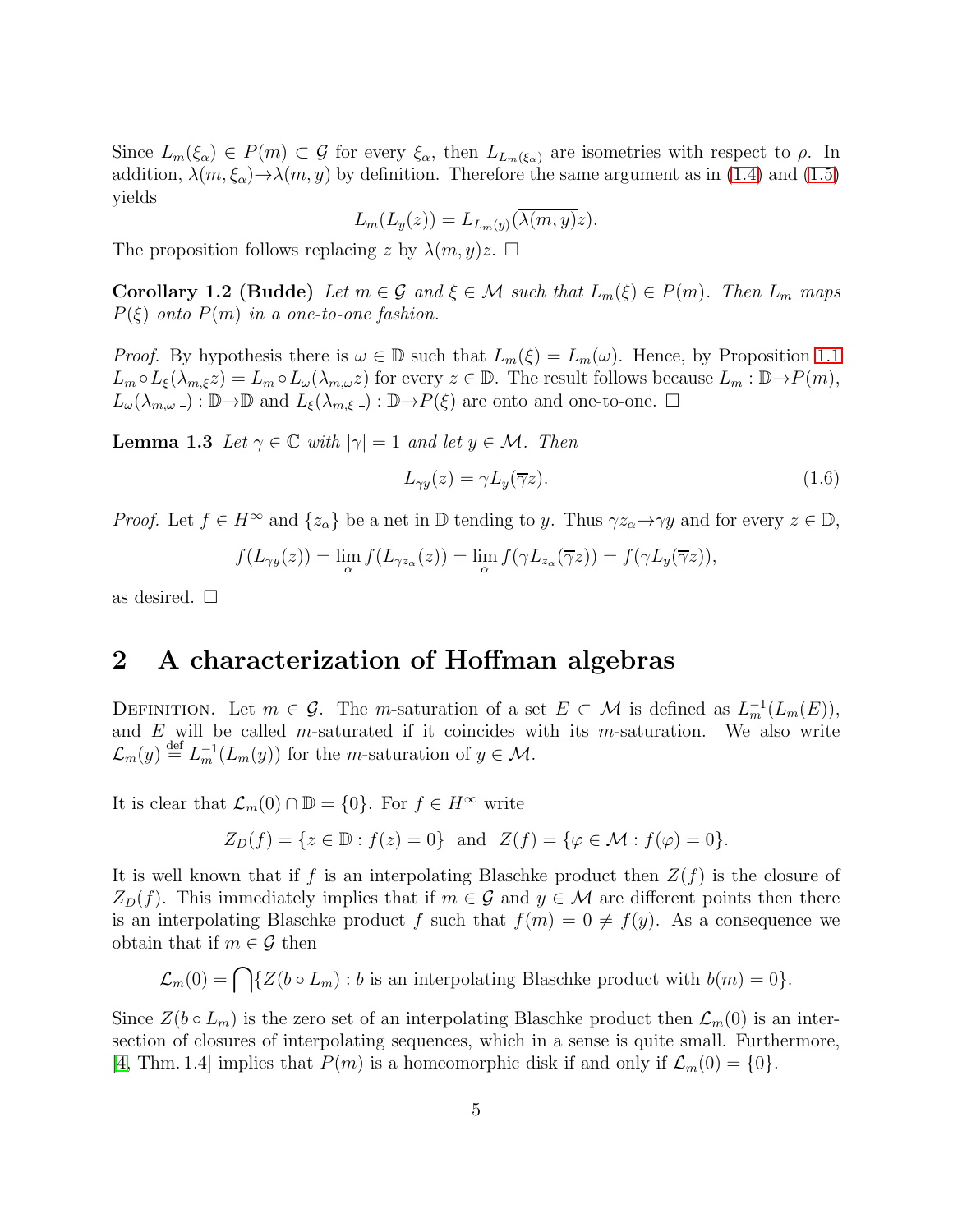Since $L_m(\xi_\alpha) \in P(m) \subset \mathcal{G}$ for every $\xi_\alpha$, then $L_{L_m(\xi_\alpha)}$ are isometries with respect to $\rho$. In addition, $\lambda(m, \xi_\alpha) \to \lambda(m, y)$ by definition. Therefore the same argument as in (1.4) and (1.5) yields

$$L_m(L_y(z)) = L_{L_m(y)}(\overline{\lambda(m, y)}z).$$

The proposition follows replacing $z$ by $\lambda(m, y)z$. $\square$

**Corollary 1.2 (Budde)** *Let $m \in \mathcal{G}$ and $\xi \in \mathcal{M}$ such that $L_m(\xi) \in P(m)$. Then $L_m$ maps $P(\xi)$ onto $P(m)$ in a one-to-one fashion.*

*Proof.* By hypothesis there is $\omega \in \mathbb{D}$ such that $L_m(\xi) = L_m(\omega)$. Hence, by Proposition 1.1 $L_m \circ L_\xi(\lambda_{m,\xi} z) = L_m \circ L_\omega(\lambda_{m,\omega} z)$ for every $z \in \mathbb{D}$. The result follows because $L_m : \mathbb{D} \to P(m)$, $L_\omega(\lambda_{m,\omega}\,\_) : \mathbb{D} \to \mathbb{D}$ and $L_\xi(\lambda_{m,\xi}\,\_) : \mathbb{D} \to P(\xi)$ are onto and one-to-one. $\square$

**Lemma 1.3** *Let $\gamma \in \mathbb{C}$ with $|\gamma| = 1$ and let $y \in \mathcal{M}$. Then*

$$L_{\gamma y}(z) = \gamma L_y(\overline{\gamma} z). \tag{1.6}$$

*Proof.* Let $f \in H^\infty$ and $\{z_\alpha\}$ be a net in $\mathbb{D}$ tending to $y$. Thus $\gamma z_\alpha \to \gamma y$ and for every $z \in \mathbb{D}$,

$$f(L_{\gamma y}(z)) = \lim_\alpha f(L_{\gamma z_\alpha}(z)) = \lim_\alpha f(\gamma L_{z_\alpha}(\overline{\gamma} z)) = f(\gamma L_y(\overline{\gamma} z)),$$

as desired. $\square$

## 2 A characterization of Hoffman algebras

Definition. Let $m \in \mathcal{G}$. The $m$-saturation of a set $E \subset \mathcal{M}$ is defined as $L_m^{-1}(L_m(E))$, and $E$ will be called $m$-saturated if it coincides with its $m$-saturation. We also write $\mathcal{L}_m(y) \overset{\text{def}}{=} L_m^{-1}(L_m(y))$ for the $m$-saturation of $y \in \mathcal{M}$.

It is clear that $\mathcal{L}_m(0) \cap \mathbb{D} = \{0\}$. For $f \in H^\infty$ write

$$Z_D(f) = \{z \in \mathbb{D} : f(z) = 0\} \;\text{ and }\; Z(f) = \{\varphi \in \mathcal{M} : f(\varphi) = 0\}.$$

It is well known that if $f$ is an interpolating Blaschke product then $Z(f)$ is the closure of $Z_D(f)$. This immediately implies that if $m \in \mathcal{G}$ and $y \in \mathcal{M}$ are different points then there is an interpolating Blaschke product $f$ such that $f(m) = 0 \neq f(y)$. As a consequence we obtain that if $m \in \mathcal{G}$ then

$$\mathcal{L}_m(0) = \bigcap \{Z(b \circ L_m) : b \text{ is an interpolating Blaschke product with } b(m) = 0\}.$$

Since $Z(b \circ L_m)$ is the zero set of an interpolating Blaschke product then $\mathcal{L}_m(0)$ is an intersection of closures of interpolating sequences, which in a sense is quite small. Furthermore, [4, Thm. 1.4] implies that $P(m)$ is a homeomorphic disk if and only if $\mathcal{L}_m(0) = \{0\}$.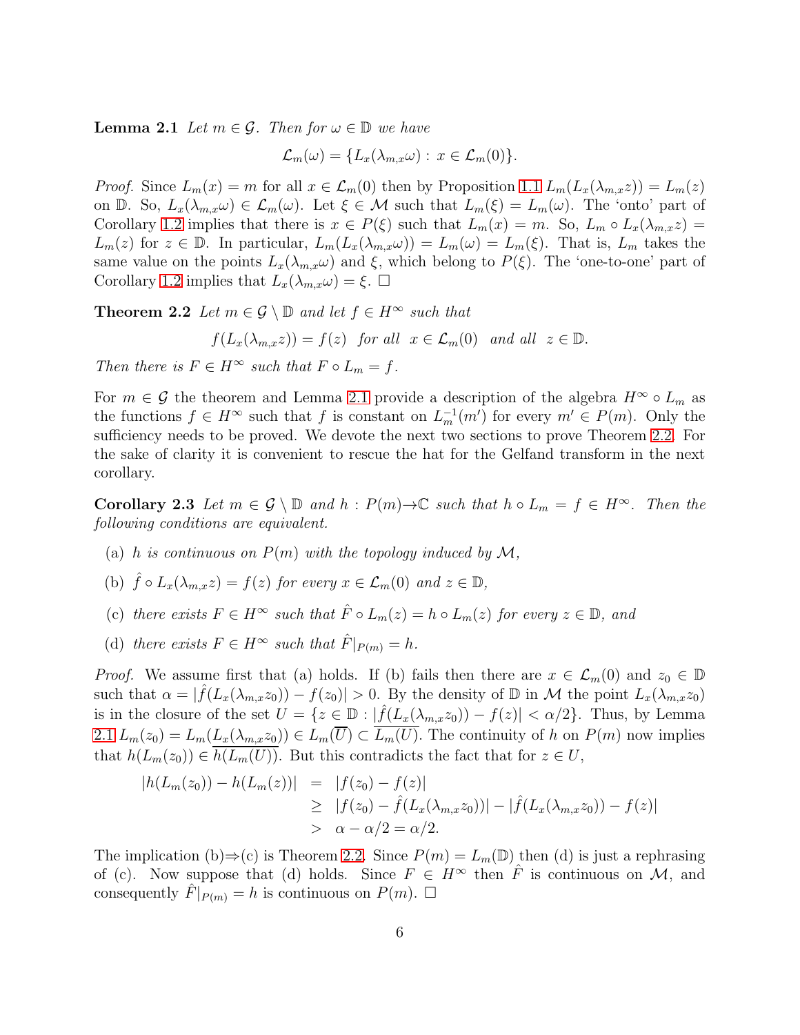**Lemma 2.1** *Let $m \in \mathcal{G}$. Then for $\omega \in \mathbb{D}$ we have*

$$\mathcal{L}_m(\omega) = \{L_x(\lambda_{m,x}\omega) : x \in \mathcal{L}_m(0)\}.$$

*Proof.* Since $L_m(x) = m$ for all $x \in \mathcal{L}_m(0)$ then by Proposition 1.1 $L_m(L_x(\lambda_{m,x}z)) = L_m(z)$ on $\mathbb{D}$. So, $L_x(\lambda_{m,x}\omega) \in \mathcal{L}_m(\omega)$. Let $\xi \in \mathcal{M}$ such that $L_m(\xi) = L_m(\omega)$. The 'onto' part of Corollary 1.2 implies that there is $x \in P(\xi)$ such that $L_m(x) = m$. So, $L_m \circ L_x(\lambda_{m,x}z) = L_m(z)$ for $z \in \mathbb{D}$. In particular, $L_m(L_x(\lambda_{m,x}\omega)) = L_m(\omega) = L_m(\xi)$. That is, $L_m$ takes the same value on the points $L_x(\lambda_{m,x}\omega)$ and $\xi$, which belong to $P(\xi)$. The 'one-to-one' part of Corollary 1.2 implies that $L_x(\lambda_{m,x}\omega) = \xi$. $\square$

**Theorem 2.2** *Let $m \in \mathcal{G} \setminus \mathbb{D}$ and let $f \in H^\infty$ such that*

$$f(L_x(\lambda_{m,x}z)) = f(z) \quad \text{for all} \quad x \in \mathcal{L}_m(0) \quad \text{and all} \quad z \in \mathbb{D}.$$

*Then there is $F \in H^\infty$ such that $F \circ L_m = f$.*

For $m \in \mathcal{G}$ the theorem and Lemma 2.1 provide a description of the algebra $H^\infty \circ L_m$ as the functions $f \in H^\infty$ such that $f$ is constant on $L_m^{-1}(m')$ for every $m' \in P(m)$. Only the sufficiency needs to be proved. We devote the next two sections to prove Theorem 2.2. For the sake of clarity it is convenient to rescue the hat for the Gelfand transform in the next corollary.

**Corollary 2.3** *Let $m \in \mathcal{G} \setminus \mathbb{D}$ and $h : P(m) \to \mathbb{C}$ such that $h \circ L_m = f \in H^\infty$. Then the following conditions are equivalent.*

(a) *$h$ is continuous on $P(m)$ with the topology induced by $\mathcal{M}$,*

(b) *$\hat{f} \circ L_x(\lambda_{m,x}z) = f(z)$ for every $x \in \mathcal{L}_m(0)$ and $z \in \mathbb{D}$,*

(c) *there exists $F \in H^\infty$ such that $\hat{F} \circ L_m(z) = h \circ L_m(z)$ for every $z \in \mathbb{D}$, and*

(d) *there exists $F \in H^\infty$ such that $\hat{F}|_{P(m)} = h$.*

*Proof.* We assume first that (a) holds. If (b) fails then there are $x \in \mathcal{L}_m(0)$ and $z_0 \in \mathbb{D}$ such that $\alpha = |\hat{f}(L_x(\lambda_{m,x}z_0)) - f(z_0)| > 0$. By the density of $\mathbb{D}$ in $\mathcal{M}$ the point $L_x(\lambda_{m,x}z_0)$ is in the closure of the set $U = \{z \in \mathbb{D} : |\hat{f}(L_x(\lambda_{m,x}z_0)) - f(z)| < \alpha/2\}$. Thus, by Lemma 2.1 $L_m(z_0) = L_m(L_x(\lambda_{m,x}z_0)) \in L_m(\overline{U}) \subset \overline{L_m(U)}$. The continuity of $h$ on $P(m)$ now implies that $h(L_m(z_0)) \in \overline{h(L_m(U))}$. But this contradicts the fact that for $z \in U$,

$$\begin{aligned}
|h(L_m(z_0)) - h(L_m(z))| &= |f(z_0) - f(z)| \\
&\geq |f(z_0) - \hat{f}(L_x(\lambda_{m,x}z_0))| - |\hat{f}(L_x(\lambda_{m,x}z_0)) - f(z)| \\
&> \alpha - \alpha/2 = \alpha/2.
\end{aligned}$$

The implication (b)$\Rightarrow$(c) is Theorem 2.2. Since $P(m) = L_m(\mathbb{D})$ then (d) is just a rephrasing of (c). Now suppose that (d) holds. Since $F \in H^\infty$ then $\hat{F}$ is continuous on $\mathcal{M}$, and consequently $\hat{F}|_{P(m)} = h$ is continuous on $P(m)$. $\square$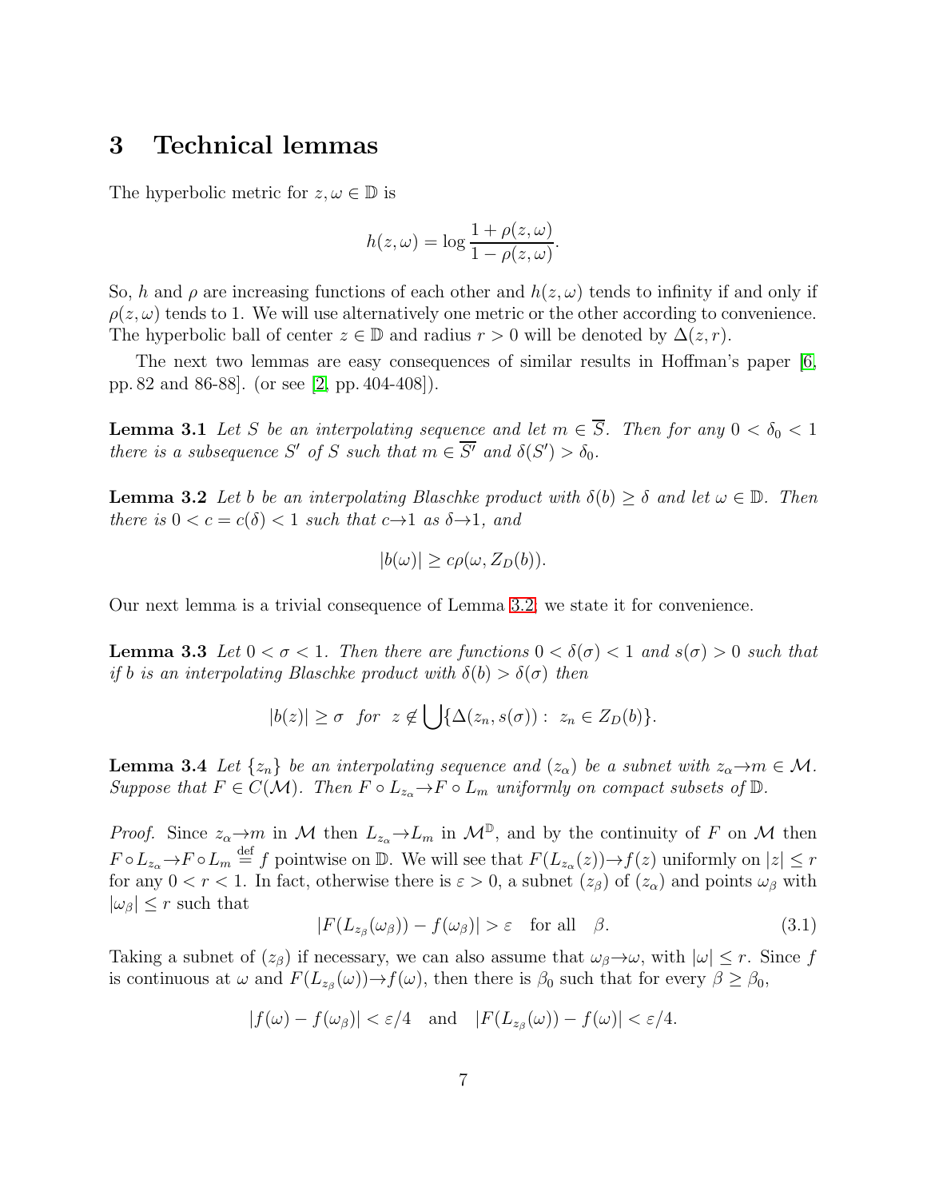## 3 Technical lemmas

The hyperbolic metric for $z, \omega \in \mathbb{D}$ is

$$h(z, \omega) = \log \frac{1 + \rho(z, \omega)}{1 - \rho(z, \omega)}.$$

So, $h$ and $\rho$ are increasing functions of each other and $h(z, \omega)$ tends to infinity if and only if $\rho(z, \omega)$ tends to 1. We will use alternatively one metric or the other according to convenience. The hyperbolic ball of center $z \in \mathbb{D}$ and radius $r > 0$ will be denoted by $\Delta(z, r)$.

The next two lemmas are easy consequences of similar results in Hoffman's paper [6, pp. 82 and 86-88]. (or see [2, pp. 404-408]).

**Lemma 3.1** *Let $S$ be an interpolating sequence and let $m \in \overline{S}$. Then for any $0 < \delta_0 < 1$ there is a subsequence $S'$ of $S$ such that $m \in \overline{S'}$ and $\delta(S') > \delta_0$.*

**Lemma 3.2** *Let $b$ be an interpolating Blaschke product with $\delta(b) \geq \delta$ and let $\omega \in \mathbb{D}$. Then there is $0 < c = c(\delta) < 1$ such that $c \to 1$ as $\delta \to 1$, and*

$$|b(\omega)| \geq c \rho(\omega, Z_D(b)).$$

Our next lemma is a trivial consequence of Lemma 3.2, we state it for convenience.

**Lemma 3.3** *Let $0 < \sigma < 1$. Then there are functions $0 < \delta(\sigma) < 1$ and $s(\sigma) > 0$ such that if $b$ is an interpolating Blaschke product with $\delta(b) > \delta(\sigma)$ then*

$$|b(z)| \geq \sigma \quad \textit{for} \quad z \notin \bigcup \{\Delta(z_n, s(\sigma)) : \; z_n \in Z_D(b)\}.$$

**Lemma 3.4** *Let $\{z_n\}$ be an interpolating sequence and $(z_\alpha)$ be a subnet with $z_\alpha \to m \in \mathcal{M}$. Suppose that $F \in C(\mathcal{M})$. Then $F \circ L_{z_\alpha} \to F \circ L_m$ uniformly on compact subsets of $\mathbb{D}$.*

*Proof.* Since $z_\alpha \to m$ in $\mathcal{M}$ then $L_{z_\alpha} \to L_m$ in $\mathcal{M}^{\mathbb{D}}$, and by the continuity of $F$ on $\mathcal{M}$ then $F \circ L_{z_\alpha} \to F \circ L_m \stackrel{\text{def}}{=} f$ pointwise on $\mathbb{D}$. We will see that $F(L_{z_\alpha}(z)) \to f(z)$ uniformly on $|z| \leq r$ for any $0 < r < 1$. In fact, otherwise there is $\varepsilon > 0$, a subnet $(z_\beta)$ of $(z_\alpha)$ and points $\omega_\beta$ with $|\omega_\beta| \leq r$ such that

$$|F(L_{z_\beta}(\omega_\beta)) - f(\omega_\beta)| > \varepsilon \quad \text{for all} \quad \beta. \tag{3.1}$$

Taking a subnet of $(z_\beta)$ if necessary, we can also assume that $\omega_\beta \to \omega$, with $|\omega| \leq r$. Since $f$ is continuous at $\omega$ and $F(L_{z_\beta}(\omega)) \to f(\omega)$, then there is $\beta_0$ such that for every $\beta \geq \beta_0$,

$$|f(\omega) - f(\omega_\beta)| < \varepsilon/4 \quad \text{and} \quad |F(L_{z_\beta}(\omega)) - f(\omega)| < \varepsilon/4.$$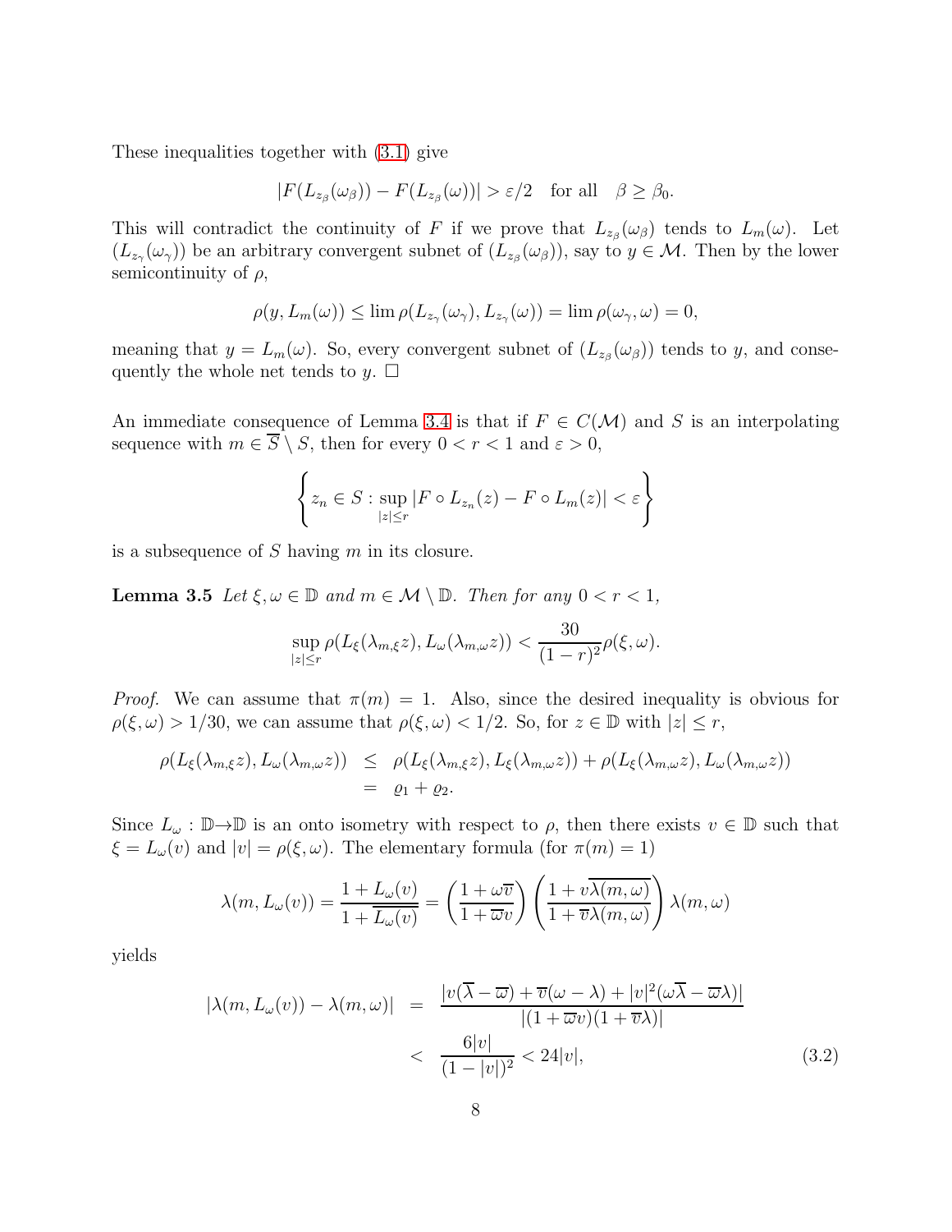These inequalities together with (3.1) give

$$|F(L_{z_\beta}(\omega_\beta)) - F(L_{z_\beta}(\omega))| > \varepsilon/2 \quad \text{for all} \quad \beta \geq \beta_0.$$

This will contradict the continuity of $F$ if we prove that $L_{z_\beta}(\omega_\beta)$ tends to $L_m(\omega)$. Let $(L_{z_\gamma}(\omega_\gamma))$ be an arbitrary convergent subnet of $(L_{z_\beta}(\omega_\beta))$, say to $y \in \mathcal{M}$. Then by the lower semicontinuity of $\rho$,

$$\rho(y, L_m(\omega)) \leq \lim \rho(L_{z_\gamma}(\omega_\gamma), L_{z_\gamma}(\omega)) = \lim \rho(\omega_\gamma, \omega) = 0,$$

meaning that $y = L_m(\omega)$. So, every convergent subnet of $(L_{z_\beta}(\omega_\beta))$ tends to $y$, and consequently the whole net tends to $y$. $\square$

An immediate consequence of Lemma 3.4 is that if $F \in C(\mathcal{M})$ and $S$ is an interpolating sequence with $m \in \overline{S} \setminus S$, then for every $0 < r < 1$ and $\varepsilon > 0$,

$$\left\{ z_n \in S : \sup_{|z| \leq r} |F \circ L_{z_n}(z) - F \circ L_m(z)| < \varepsilon \right\}$$

is a subsequence of $S$ having $m$ in its closure.

**Lemma 3.5** *Let $\xi, \omega \in \mathbb{D}$ and $m \in \mathcal{M} \setminus \mathbb{D}$. Then for any $0 < r < 1$,*

$$\sup_{|z| \leq r} \rho(L_\xi(\lambda_{m,\xi} z), L_\omega(\lambda_{m,\omega} z)) < \frac{30}{(1-r)^2} \rho(\xi, \omega).$$

*Proof.* We can assume that $\pi(m) = 1$. Also, since the desired inequality is obvious for $\rho(\xi, \omega) > 1/30$, we can assume that $\rho(\xi, \omega) < 1/2$. So, for $z \in \mathbb{D}$ with $|z| \leq r$,

$$\begin{aligned}
\rho(L_\xi(\lambda_{m,\xi} z), L_\omega(\lambda_{m,\omega} z)) &\leq \rho(L_\xi(\lambda_{m,\xi} z), L_\xi(\lambda_{m,\omega} z)) + \rho(L_\xi(\lambda_{m,\omega} z), L_\omega(\lambda_{m,\omega} z)) \\
&= \varrho_1 + \varrho_2.
\end{aligned}$$

Since $L_\omega : \mathbb{D} \to \mathbb{D}$ is an onto isometry with respect to $\rho$, then there exists $v \in \mathbb{D}$ such that $\xi = L_\omega(v)$ and $|v| = \rho(\xi, \omega)$. The elementary formula (for $\pi(m) = 1$)

$$\lambda(m, L_\omega(v)) = \frac{1 + L_\omega(v)}{1 + \overline{L_\omega(v)}} = \left( \frac{1 + \omega \overline{v}}{1 + \overline{\omega} v} \right) \left( \frac{1 + v \overline{\lambda(m, \omega)}}{1 + \overline{v} \lambda(m, \omega)} \right) \lambda(m, \omega)$$

yields

$$\begin{aligned}
|\lambda(m, L_\omega(v)) - \lambda(m, \omega)| &= \frac{|v(\overline{\lambda} - \overline{\omega}) + \overline{v}(\omega - \lambda) + |v|^2(\omega \overline{\lambda} - \overline{\omega} \lambda)|}{|(1 + \overline{\omega} v)(1 + \overline{v} \lambda)|} \\
&< \frac{6|v|}{(1 - |v|)^2} < 24|v|, \qquad (3.2)
\end{aligned}$$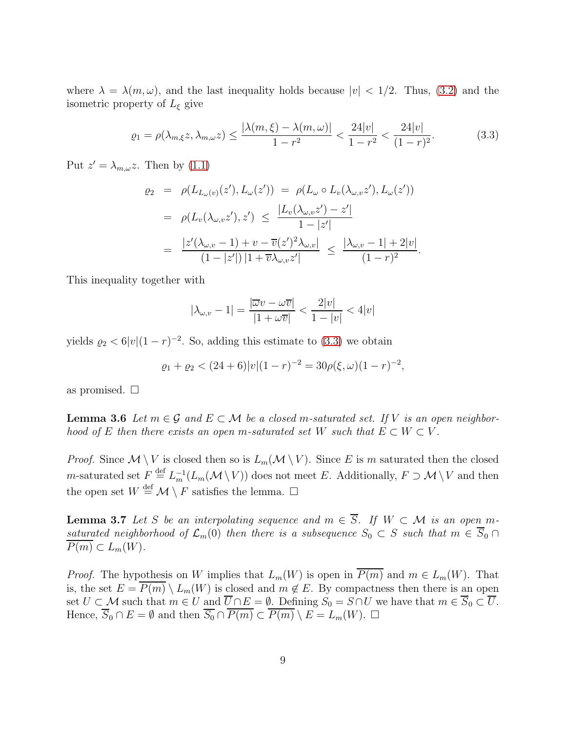where $\lambda = \lambda(m, \omega)$, and the last inequality holds because $|v| < 1/2$. Thus, (3.2) and the isometric property of $L_\xi$ give

$$\varrho_1 = \rho(\lambda_{m,\xi} z, \lambda_{m,\omega} z) \leq \frac{|\lambda(m,\xi) - \lambda(m,\omega)|}{1 - r^2} < \frac{24|v|}{1 - r^2} < \frac{24|v|}{(1 - r)^2}. \tag{3.3}$$

Put $z' = \lambda_{m,\omega} z$. Then by (1.1)

$$\begin{aligned}
\varrho_2 &= \rho(L_{L_\omega(v)}(z'), L_\omega(z')) \;=\; \rho(L_\omega \circ L_v(\lambda_{\omega,v} z'), L_\omega(z')) \\
&= \rho(L_v(\lambda_{\omega,v} z'), z') \;\leq\; \frac{|L_v(\lambda_{\omega,v} z') - z'|}{1 - |z'|} \\
&= \frac{|z'(\lambda_{\omega,v} - 1) + v - \overline{v}(z')^2 \lambda_{\omega,v}|}{(1 - |z'|)\,|1 + \overline{v}\lambda_{\omega,v} z'|} \;\leq\; \frac{|\lambda_{\omega,v} - 1| + 2|v|}{(1 - r)^2}.
\end{aligned}$$

This inequality together with

$$|\lambda_{\omega,v} - 1| = \frac{|\overline{\omega} v - \omega \overline{v}|}{|1 + \omega \overline{v}|} < \frac{2|v|}{1 - |v|} < 4|v|$$

yields $\varrho_2 < 6|v|(1 - r)^{-2}$. So, adding this estimate to (3.3) we obtain

$$\varrho_1 + \varrho_2 < (24 + 6)|v|(1 - r)^{-2} = 30\rho(\xi, \omega)(1 - r)^{-2},$$

as promised. $\square$

**Lemma 3.6** *Let $m \in \mathcal{G}$ and $E \subset \mathcal{M}$ be a closed $m$-saturated set. If $V$ is an open neighborhood of $E$ then there exists an open $m$-saturated set $W$ such that $E \subset W \subset V$.*

*Proof.* Since $\mathcal{M} \setminus V$ is closed then so is $L_m(\mathcal{M} \setminus V)$. Since $E$ is $m$ saturated then the closed $m$-saturated set $F \overset{\text{def}}{=} L_m^{-1}(L_m(\mathcal{M} \setminus V))$ does not meet $E$. Additionally, $F \supset \mathcal{M} \setminus V$ and then the open set $W \overset{\text{def}}{=} \mathcal{M} \setminus F$ satisfies the lemma. $\square$

**Lemma 3.7** *Let $S$ be an interpolating sequence and $m \in \overline{S}$. If $W \subset \mathcal{M}$ is an open $m$-saturated neighborhood of $\mathcal{L}_m(0)$ then there is a subsequence $S_0 \subset S$ such that $m \in \overline{S}_0 \cap \overline{P(m)} \subset L_m(W)$.*

*Proof.* The hypothesis on $W$ implies that $L_m(W)$ is open in $\overline{P(m)}$ and $m \in L_m(W)$. That is, the set $E = \overline{P(m)} \setminus L_m(W)$ is closed and $m \notin E$. By compactness then there is an open set $U \subset \mathcal{M}$ such that $m \in U$ and $\overline{U} \cap E = \emptyset$. Defining $S_0 = S \cap U$ we have that $m \in \overline{S}_0 \subset \overline{U}$. Hence, $\overline{S}_0 \cap E = \emptyset$ and then $\overline{S_0} \cap \overline{P(m)} \subset \overline{P(m)} \setminus E = L_m(W)$. $\square$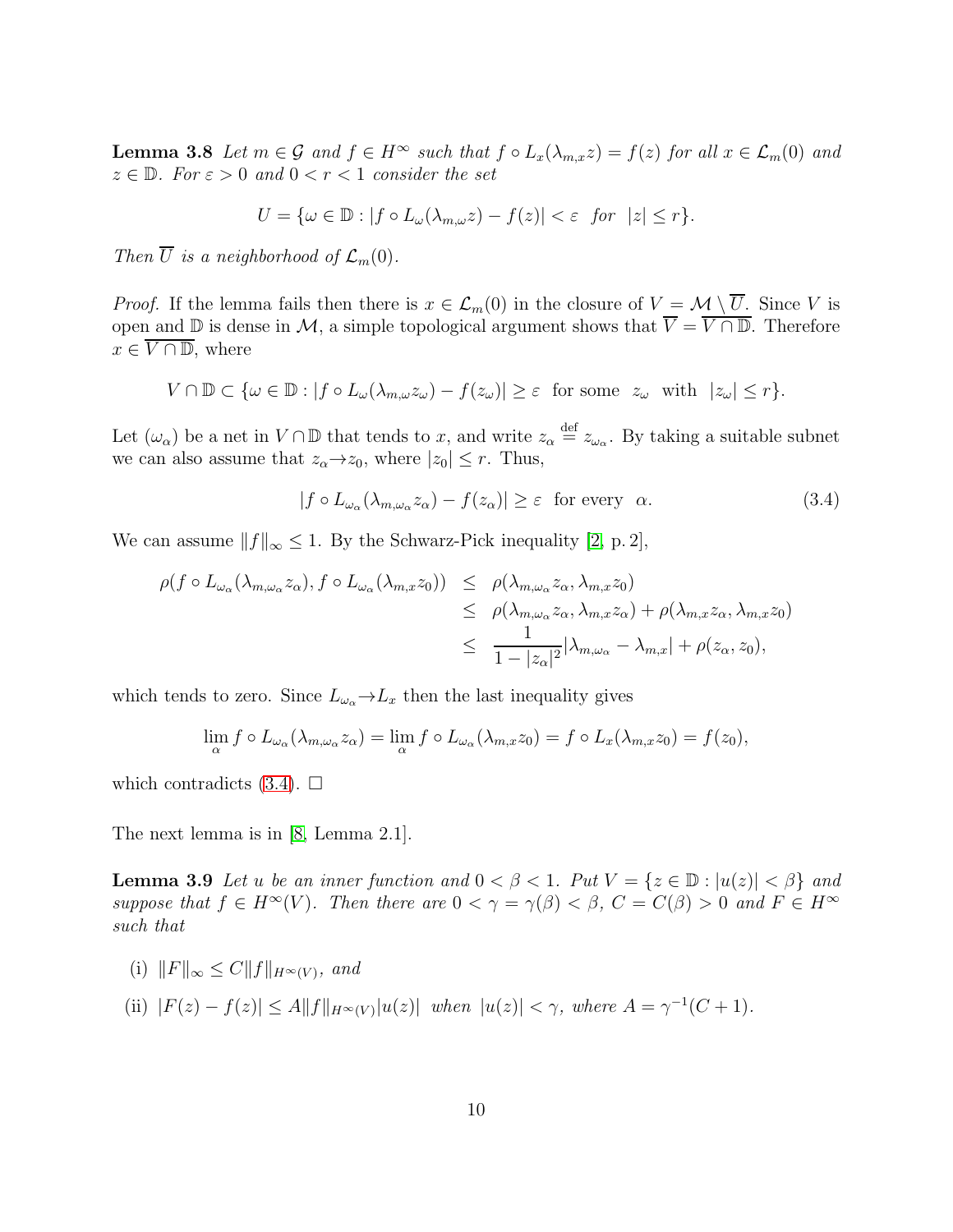**Lemma 3.8** *Let $m \in \mathcal{G}$ and $f \in H^\infty$ such that $f \circ L_x(\lambda_{m,x} z) = f(z)$ for all $x \in \mathcal{L}_m(0)$ and $z \in \mathbb{D}$. For $\varepsilon > 0$ and $0 < r < 1$ consider the set*

$$U = \{\omega \in \mathbb{D} : |f \circ L_\omega(\lambda_{m,\omega} z) - f(z)| < \varepsilon \;\; \text{for} \;\; |z| \leq r\}.$$

*Then $\overline{U}$ is a neighborhood of $\mathcal{L}_m(0)$.*

*Proof.* If the lemma fails then there is $x \in \mathcal{L}_m(0)$ in the closure of $V = \mathcal{M} \setminus \overline{U}$. Since $V$ is open and $\mathbb{D}$ is dense in $\mathcal{M}$, a simple topological argument shows that $\overline{V} = \overline{V \cap \mathbb{D}}$. Therefore $x \in \overline{V \cap \mathbb{D}}$, where

$$V \cap \mathbb{D} \subset \{\omega \in \mathbb{D} : |f \circ L_\omega(\lambda_{m,\omega} z_\omega) - f(z_\omega)| \geq \varepsilon \;\; \text{for some} \;\; z_\omega \;\; \text{with} \;\; |z_\omega| \leq r\}.$$

Let $(\omega_\alpha)$ be a net in $V \cap \mathbb{D}$ that tends to $x$, and write $z_\alpha \stackrel{\text{def}}{=} z_{\omega_\alpha}$. By taking a suitable subnet we can also assume that $z_\alpha \to z_0$, where $|z_0| \leq r$. Thus,

$$|f \circ L_{\omega_\alpha}(\lambda_{m,\omega_\alpha} z_\alpha) - f(z_\alpha)| \geq \varepsilon \;\; \text{for every} \;\; \alpha. \tag{3.4}$$

We can assume $\|f\|_\infty \leq 1$. By the Schwarz-Pick inequality [2, p. 2],

$$\begin{aligned}
\rho(f \circ L_{\omega_\alpha}(\lambda_{m,\omega_\alpha} z_\alpha), f \circ L_{\omega_\alpha}(\lambda_{m,x} z_0)) &\leq \rho(\lambda_{m,\omega_\alpha} z_\alpha, \lambda_{m,x} z_0) \\
&\leq \rho(\lambda_{m,\omega_\alpha} z_\alpha, \lambda_{m,x} z_\alpha) + \rho(\lambda_{m,x} z_\alpha, \lambda_{m,x} z_0) \\
&\leq \frac{1}{1 - |z_\alpha|^2} |\lambda_{m,\omega_\alpha} - \lambda_{m,x}| + \rho(z_\alpha, z_0),
\end{aligned}$$

which tends to zero. Since $L_{\omega_\alpha} \to L_x$ then the last inequality gives

$$\lim_\alpha f \circ L_{\omega_\alpha}(\lambda_{m,\omega_\alpha} z_\alpha) = \lim_\alpha f \circ L_{\omega_\alpha}(\lambda_{m,x} z_0) = f \circ L_x(\lambda_{m,x} z_0) = f(z_0),$$

which contradicts (3.4). $\square$

The next lemma is in [8, Lemma 2.1].

**Lemma 3.9** *Let $u$ be an inner function and $0 < \beta < 1$. Put $V = \{z \in \mathbb{D} : |u(z)| < \beta\}$ and suppose that $f \in H^\infty(V)$. Then there are $0 < \gamma = \gamma(\beta) < \beta$, $C = C(\beta) > 0$ and $F \in H^\infty$ such that*

- (i) $\|F\|_\infty \leq C \|f\|_{H^\infty(V)}$, *and*
- (ii) $|F(z) - f(z)| \leq A \|f\|_{H^\infty(V)} |u(z)|$ *when* $|u(z)| < \gamma$, *where* $A = \gamma^{-1}(C + 1)$.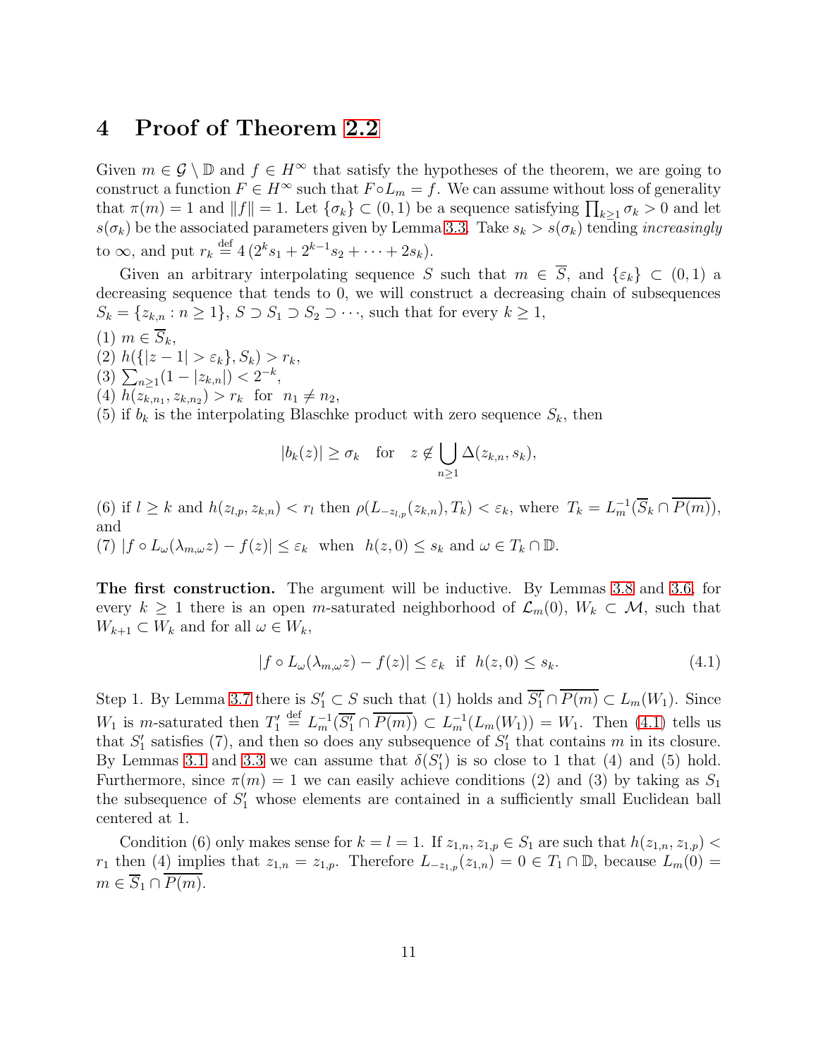# 4 Proof of Theorem 2.2

Given $m \in \mathcal{G} \setminus \mathbb{D}$ and $f \in H^\infty$ that satisfy the hypotheses of the theorem, we are going to construct a function $F \in H^\infty$ such that $F \circ L_m = f$. We can assume without loss of generality that $\pi(m) = 1$ and $\|f\| = 1$. Let $\{\sigma_k\} \subset (0,1)$ be a sequence satisfying $\prod_{k\geq 1} \sigma_k > 0$ and let $s(\sigma_k)$ be the associated parameters given by Lemma 3.3. Take $s_k > s(\sigma_k)$ tending *increasingly* to $\infty$, and put $r_k \overset{\text{def}}{=} 4\,(2^k s_1 + 2^{k-1} s_2 + \cdots + 2 s_k)$.

Given an arbitrary interpolating sequence $S$ such that $m \in \overline{S}$, and $\{\varepsilon_k\} \subset (0,1)$ a decreasing sequence that tends to 0, we will construct a decreasing chain of subsequences $S_k = \{z_{k,n} : n \geq 1\}$, $S \supset S_1 \supset S_2 \supset \cdots$, such that for every $k \geq 1$,

(1) $m \in \overline{S}_k$,
(2) $h(\{|z-1| > \varepsilon_k\}, S_k) > r_k$,
(3) $\sum_{n\geq 1}(1 - |z_{k,n}|) < 2^{-k}$,
(4) $h(z_{k,n_1}, z_{k,n_2}) > r_k$ for $n_1 \neq n_2$,
(5) if $b_k$ is the interpolating Blaschke product with zero sequence $S_k$, then

$$|b_k(z)| \geq \sigma_k \quad \text{for} \quad z \notin \bigcup_{n\geq 1} \Delta(z_{k,n}, s_k),$$

(6) if $l \geq k$ and $h(z_{l,p}, z_{k,n}) < r_l$ then $\rho(L_{-z_{l,p}}(z_{k,n}), T_k) < \varepsilon_k$, where $T_k = L_m^{-1}(\overline{S}_k \cap \overline{P(m)})$, and
(7) $|f \circ L_\omega(\lambda_{m,\omega} z) - f(z)| \leq \varepsilon_k$ when $h(z, 0) \leq s_k$ and $\omega \in T_k \cap \mathbb{D}$.

**The first construction.** The argument will be inductive. By Lemmas 3.8 and 3.6, for every $k \geq 1$ there is an open $m$-saturated neighborhood of $\mathcal{L}_m(0)$, $W_k \subset \mathcal{M}$, such that $W_{k+1} \subset W_k$ and for all $\omega \in W_k$,

$$|f \circ L_\omega(\lambda_{m,\omega} z) - f(z)| \leq \varepsilon_k \quad \text{if} \quad h(z, 0) \leq s_k. \tag{4.1}$$

Step 1. By Lemma 3.7 there is $S_1' \subset S$ such that (1) holds and $\overline{S_1'} \cap \overline{P(m)} \subset L_m(W_1)$. Since $W_1$ is $m$-saturated then $T_1' \overset{\text{def}}{=} L_m^{-1}(\overline{S_1'} \cap \overline{P(m)}) \subset L_m^{-1}(L_m(W_1)) = W_1$. Then (4.1) tells us that $S_1'$ satisfies (7), and then so does any subsequence of $S_1'$ that contains $m$ in its closure. By Lemmas 3.1 and 3.3 we can assume that $\delta(S_1')$ is so close to 1 that (4) and (5) hold. Furthermore, since $\pi(m) = 1$ we can easily achieve conditions (2) and (3) by taking as $S_1$ the subsequence of $S_1'$ whose elements are contained in a sufficiently small Euclidean ball centered at 1.

Condition (6) only makes sense for $k = l = 1$. If $z_{1,n}, z_{1,p} \in S_1$ are such that $h(z_{1,n}, z_{1,p}) < r_1$ then (4) implies that $z_{1,n} = z_{1,p}$. Therefore $L_{-z_{1,p}}(z_{1,n}) = 0 \in T_1 \cap \mathbb{D}$, because $L_m(0) = m \in \overline{S}_1 \cap \overline{P(m)}$.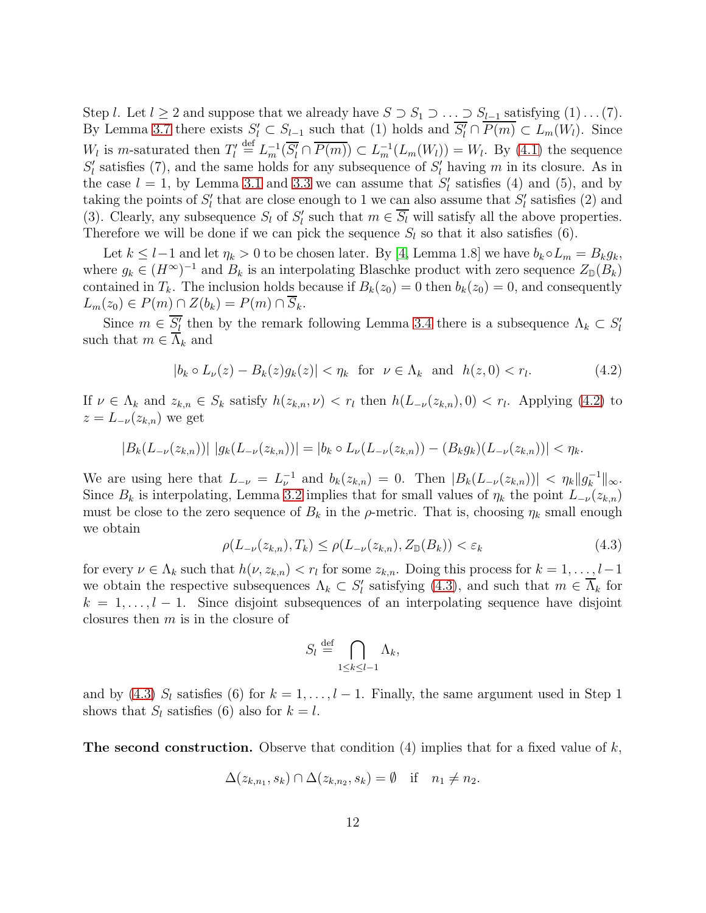Step $l$. Let $l \geq 2$ and suppose that we already have $S \supset S_1 \supset \ldots \supset S_{l-1}$ satisfying (1) ... (7). By Lemma 3.7 there exists $S'_l \subset S_{l-1}$ such that (1) holds and $\overline{S'_l} \cap \overline{P(m)} \subset L_m(W_l)$. Since $W_l$ is $m$-saturated then $T'_l \overset{\text{def}}{=} L_m^{-1}(\overline{S'_l} \cap \overline{P(m)}) \subset L_m^{-1}(L_m(W_l)) = W_l$. By (4.1) the sequence $S'_l$ satisfies (7), and the same holds for any subsequence of $S'_l$ having $m$ in its closure. As in the case $l = 1$, by Lemma 3.1 and 3.3 we can assume that $S'_l$ satisfies (4) and (5), and by taking the points of $S'_l$ that are close enough to 1 we can also assume that $S'_l$ satisfies (2) and (3). Clearly, any subsequence $S_l$ of $S'_l$ such that $m \in \overline{S_l}$ will satisfy all the above properties. Therefore we will be done if we can pick the sequence $S_l$ so that it also satisfies (6).

Let $k \leq l-1$ and let $\eta_k > 0$ to be chosen later. By [4, Lemma 1.8] we have $b_k \circ L_m = B_k g_k$, where $g_k \in (H^\infty)^{-1}$ and $B_k$ is an interpolating Blaschke product with zero sequence $Z_{\mathbb{D}}(B_k)$ contained in $T_k$. The inclusion holds because if $B_k(z_0) = 0$ then $b_k(z_0) = 0$, and consequently $L_m(z_0) \in P(m) \cap Z(b_k) = P(m) \cap \overline{S}_k$.

Since $m \in \overline{S'_l}$ then by the remark following Lemma 3.4 there is a subsequence $\Lambda_k \subset S'_l$ such that $m \in \overline{\Lambda}_k$ and

$$|b_k \circ L_\nu(z) - B_k(z)g_k(z)| < \eta_k \quad \text{for} \quad \nu \in \Lambda_k \quad \text{and} \quad h(z, 0) < r_l. \tag{4.2}$$

If $\nu \in \Lambda_k$ and $z_{k,n} \in S_k$ satisfy $h(z_{k,n}, \nu) < r_l$ then $h(L_{-\nu}(z_{k,n}), 0) < r_l$. Applying (4.2) to $z = L_{-\nu}(z_{k,n})$ we get

$$|B_k(L_{-\nu}(z_{k,n}))|\,|g_k(L_{-\nu}(z_{k,n}))| = |b_k \circ L_\nu(L_{-\nu}(z_{k,n})) - (B_k g_k)(L_{-\nu}(z_{k,n}))| < \eta_k.$$

We are using here that $L_{-\nu} = L_\nu^{-1}$ and $b_k(z_{k,n}) = 0$. Then $|B_k(L_{-\nu}(z_{k,n}))| < \eta_k \|g_k^{-1}\|_\infty$. Since $B_k$ is interpolating, Lemma 3.2 implies that for small values of $\eta_k$ the point $L_{-\nu}(z_{k,n})$ must be close to the zero sequence of $B_k$ in the $\rho$-metric. That is, choosing $\eta_k$ small enough we obtain

$$\rho(L_{-\nu}(z_{k,n}), T_k) \leq \rho(L_{-\nu}(z_{k,n}), Z_{\mathbb{D}}(B_k)) < \varepsilon_k \tag{4.3}$$

for every $\nu \in \Lambda_k$ such that $h(\nu, z_{k,n}) < r_l$ for some $z_{k,n}$. Doing this process for $k = 1, \ldots, l-1$ we obtain the respective subsequences $\Lambda_k \subset S'_l$ satisfying (4.3), and such that $m \in \overline{\Lambda}_k$ for $k = 1, \ldots, l-1$. Since disjoint subsequences of an interpolating sequence have disjoint closures then $m$ is in the closure of

$$S_l \overset{\text{def}}{=} \bigcap_{1 \leq k \leq l-1} \Lambda_k,$$

and by (4.3) $S_l$ satisfies (6) for $k = 1, \ldots, l-1$. Finally, the same argument used in Step 1 shows that $S_l$ satisfies (6) also for $k = l$.

**The second construction.** Observe that condition (4) implies that for a fixed value of $k$,

$$\Delta(z_{k,n_1}, s_k) \cap \Delta(z_{k,n_2}, s_k) = \emptyset \quad \text{if} \quad n_1 \neq n_2.$$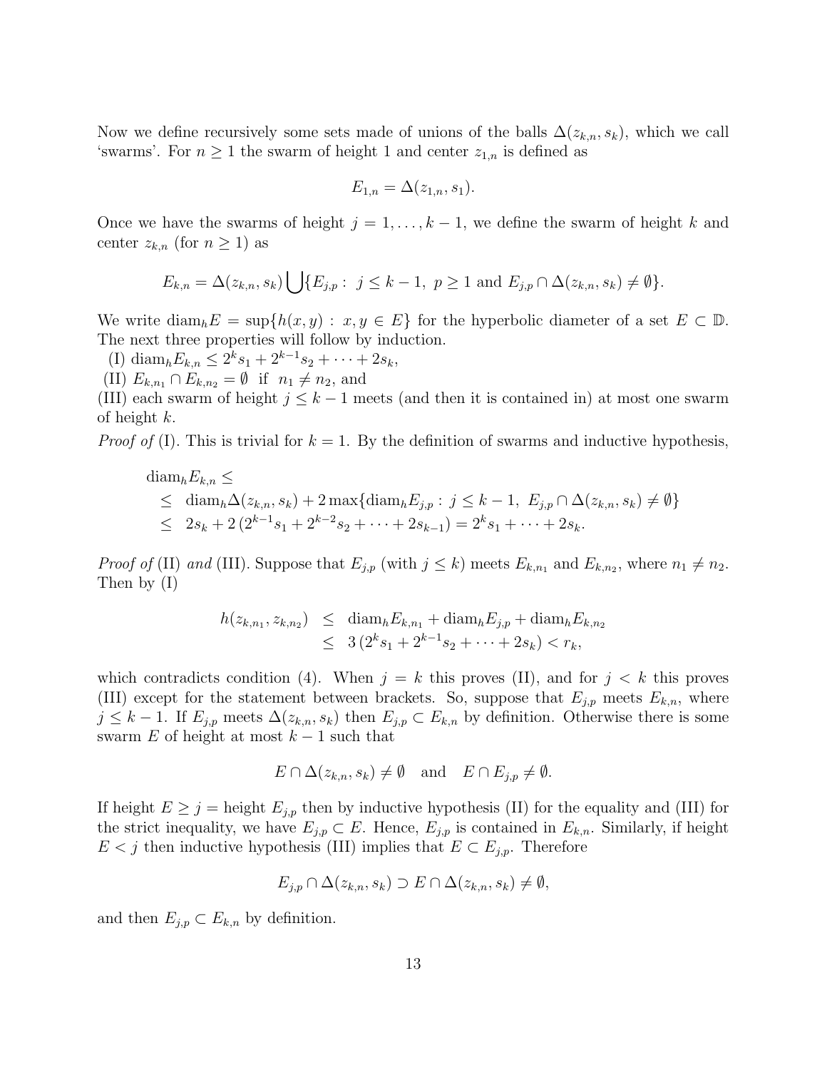Now we define recursively some sets made of unions of the balls $\Delta(z_{k,n}, s_k)$, which we call 'swarms'. For $n \geq 1$ the swarm of height 1 and center $z_{1,n}$ is defined as

$$E_{1,n} = \Delta(z_{1,n}, s_1).$$

Once we have the swarms of height $j = 1, \dots, k-1$, we define the swarm of height $k$ and center $z_{k,n}$ (for $n \geq 1$) as

$$E_{k,n} = \Delta(z_{k,n}, s_k) \bigcup \{E_{j,p} : \ j \leq k-1, \ p \geq 1 \text{ and } E_{j,p} \cap \Delta(z_{k,n}, s_k) \neq \emptyset\}.$$

We write $\operatorname{diam}_h E = \sup\{h(x,y) : x, y \in E\}$ for the hyperbolic diameter of a set $E \subset \mathbb{D}$. The next three properties will follow by induction.

(I) $\operatorname{diam}_h E_{k,n} \leq 2^k s_1 + 2^{k-1} s_2 + \cdots + 2s_k$,

(II) $E_{k,n_1} \cap E_{k,n_2} = \emptyset$ if $n_1 \neq n_2$, and

(III) each swarm of height $j \leq k-1$ meets (and then it is contained in) at most one swarm of height $k$.

*Proof of* (I). This is trivial for $k = 1$. By the definition of swarms and inductive hypothesis,

$$\begin{aligned}
&\operatorname{diam}_h E_{k,n} \leq \\
&\leq \ \operatorname{diam}_h \Delta(z_{k,n}, s_k) + 2 \max\{\operatorname{diam}_h E_{j,p} : \ j \leq k-1, \ E_{j,p} \cap \Delta(z_{k,n}, s_k) \neq \emptyset\} \\
&\leq \ 2s_k + 2\,(2^{k-1} s_1 + 2^{k-2} s_2 + \cdots + 2s_{k-1}) = 2^k s_1 + \cdots + 2s_k.
\end{aligned}$$

*Proof of* (II) *and* (III). Suppose that $E_{j,p}$ (with $j \leq k$) meets $E_{k,n_1}$ and $E_{k,n_2}$, where $n_1 \neq n_2$. Then by (I)

$$\begin{aligned}
h(z_{k,n_1}, z_{k,n_2}) &\leq \operatorname{diam}_h E_{k,n_1} + \operatorname{diam}_h E_{j,p} + \operatorname{diam}_h E_{k,n_2} \\
&\leq 3\,(2^k s_1 + 2^{k-1} s_2 + \cdots + 2s_k) < r_k,
\end{aligned}$$

which contradicts condition (4). When $j = k$ this proves (II), and for $j < k$ this proves (III) except for the statement between brackets. So, suppose that $E_{j,p}$ meets $E_{k,n}$, where $j \leq k-1$. If $E_{j,p}$ meets $\Delta(z_{k,n}, s_k)$ then $E_{j,p} \subset E_{k,n}$ by definition. Otherwise there is some swarm $E$ of height at most $k-1$ such that

$$E \cap \Delta(z_{k,n}, s_k) \neq \emptyset \quad \text{and} \quad E \cap E_{j,p} \neq \emptyset.$$

If height $E \geq j =$ height $E_{j,p}$ then by inductive hypothesis (II) for the equality and (III) for the strict inequality, we have $E_{j,p} \subset E$. Hence, $E_{j,p}$ is contained in $E_{k,n}$. Similarly, if height $E < j$ then inductive hypothesis (III) implies that $E \subset E_{j,p}$. Therefore

$$E_{j,p} \cap \Delta(z_{k,n}, s_k) \supset E \cap \Delta(z_{k,n}, s_k) \neq \emptyset,$$

and then $E_{j,p} \subset E_{k,n}$ by definition.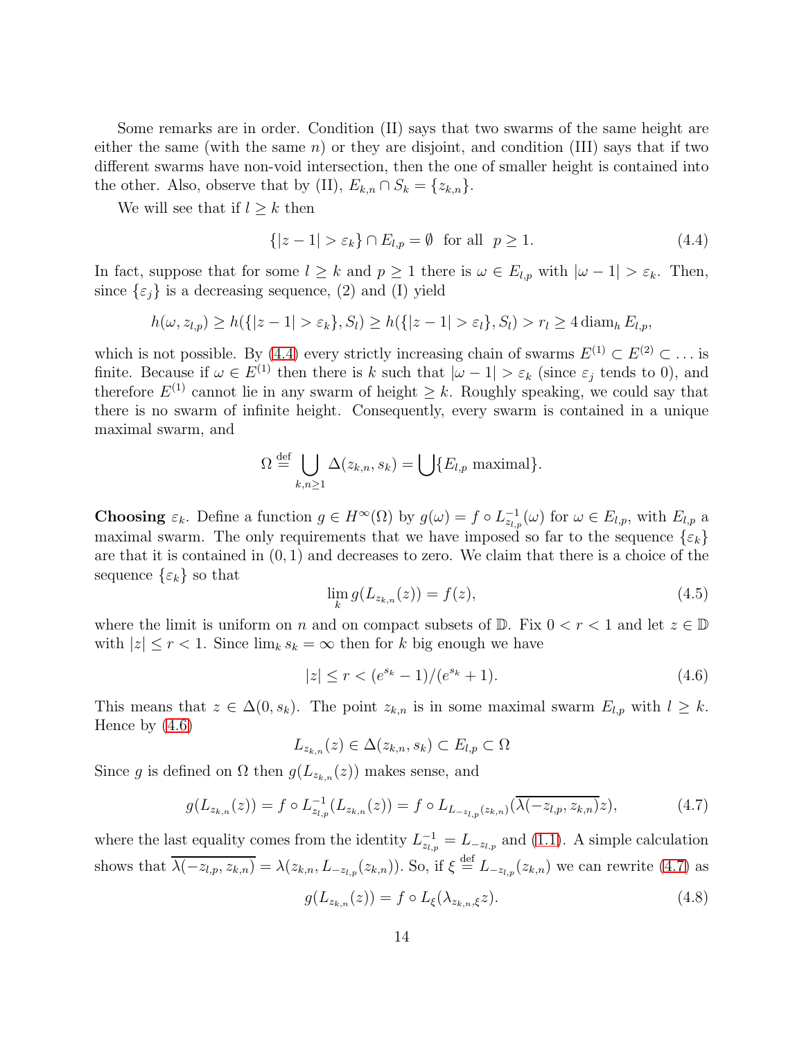Some remarks are in order. Condition (II) says that two swarms of the same height are either the same (with the same $n$) or they are disjoint, and condition (III) says that if two different swarms have non-void intersection, then the one of smaller height is contained into the other. Also, observe that by (II), $E_{k,n} \cap S_k = \{z_{k,n}\}$.

We will see that if $l \geq k$ then

$$\{|z-1| > \varepsilon_k\} \cap E_{l,p} = \emptyset \quad \text{for all} \quad p \geq 1. \tag{4.4}$$

In fact, suppose that for some $l \geq k$ and $p \geq 1$ there is $\omega \in E_{l,p}$ with $|\omega - 1| > \varepsilon_k$. Then, since $\{\varepsilon_j\}$ is a decreasing sequence, (2) and (I) yield

$$h(\omega, z_{l,p}) \geq h(\{|z-1| > \varepsilon_k\}, S_l) \geq h(\{|z-1| > \varepsilon_l\}, S_l) > r_l \geq 4 \operatorname{diam}_h E_{l,p},$$

which is not possible. By (4.4) every strictly increasing chain of swarms $E^{(1)} \subset E^{(2)} \subset \ldots$ is finite. Because if $\omega \in E^{(1)}$ then there is $k$ such that $|\omega - 1| > \varepsilon_k$ (since $\varepsilon_j$ tends to 0), and therefore $E^{(1)}$ cannot lie in any swarm of height $\geq k$. Roughly speaking, we could say that there is no swarm of infinite height. Consequently, every swarm is contained in a unique maximal swarm, and

$$\Omega \stackrel{\text{def}}{=} \bigcup_{k,n\geq 1} \Delta(z_{k,n}, s_k) = \bigcup \{E_{l,p} \text{ maximal}\}.$$

**Choosing** $\varepsilon_k$. Define a function $g \in H^\infty(\Omega)$ by $g(\omega) = f \circ L^{-1}_{z_{l,p}}(\omega)$ for $\omega \in E_{l,p}$, with $E_{l,p}$ a maximal swarm. The only requirements that we have imposed so far to the sequence $\{\varepsilon_k\}$ are that it is contained in $(0,1)$ and decreases to zero. We claim that there is a choice of the sequence $\{\varepsilon_k\}$ so that

$$\lim_k g(L_{z_{k,n}}(z)) = f(z), \tag{4.5}$$

where the limit is uniform on $n$ and on compact subsets of $\mathbb{D}$. Fix $0 < r < 1$ and let $z \in \mathbb{D}$ with $|z| \leq r < 1$. Since $\lim_k s_k = \infty$ then for $k$ big enough we have

$$|z| \leq r < (e^{s_k} - 1)/(e^{s_k} + 1). \tag{4.6}$$

This means that $z \in \Delta(0, s_k)$. The point $z_{k,n}$ is in some maximal swarm $E_{l,p}$ with $l \geq k$. Hence by (4.6)

$$L_{z_{k,n}}(z) \in \Delta(z_{k,n}, s_k) \subset E_{l,p} \subset \Omega$$

Since $g$ is defined on $\Omega$ then $g(L_{z_{k,n}}(z))$ makes sense, and

$$g(L_{z_{k,n}}(z)) = f \circ L^{-1}_{z_{l,p}}(L_{z_{k,n}}(z)) = f \circ L_{L_{-z_{l,p}}(z_{k,n})}(\overline{\lambda(-z_{l,p}, z_{k,n})} z), \tag{4.7}$$

where the last equality comes from the identity $L^{-1}_{z_{l,p}} = L_{-z_{l,p}}$ and (1.1). A simple calculation shows that $\overline{\lambda(-z_{l,p}, z_{k,n})} = \lambda(z_{k,n}, L_{-z_{l,p}}(z_{k,n}))$. So, if $\xi \stackrel{\text{def}}{=} L_{-z_{l,p}}(z_{k,n})$ we can rewrite (4.7) as

$$g(L_{z_{k,n}}(z)) = f \circ L_\xi(\lambda_{z_{k,n},\xi} z). \tag{4.8}$$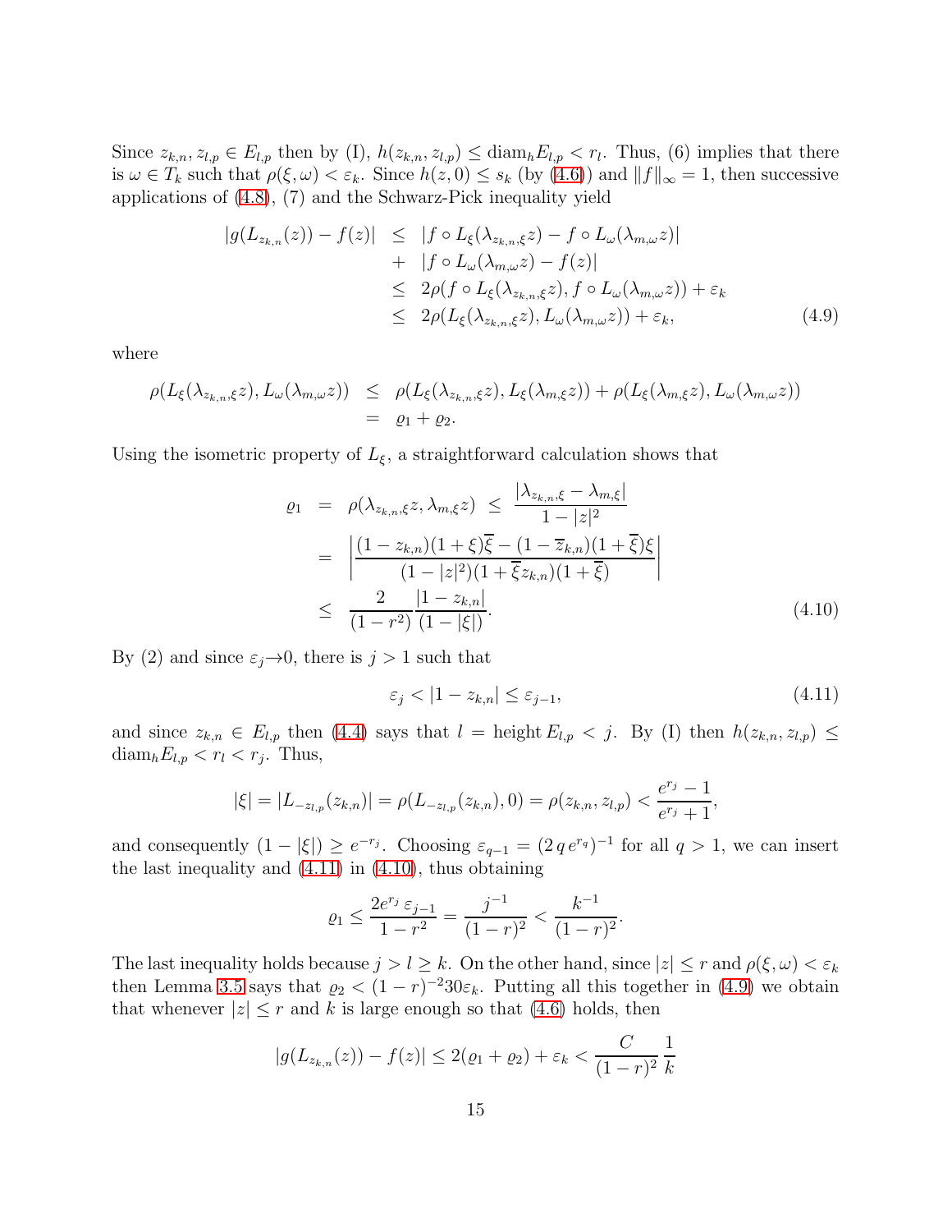Since $z_{k,n}, z_{l,p} \in E_{l,p}$ then by (I), $h(z_{k,n}, z_{l,p}) \leq \operatorname{diam}_h E_{l,p} < r_l$. Thus, (6) implies that there is $\omega \in T_k$ such that $\rho(\xi, \omega) < \varepsilon_k$. Since $h(z, 0) \leq s_k$ (by (4.6)) and $\|f\|_\infty = 1$, then successive applications of (4.8), (7) and the Schwarz-Pick inequality yield

$$
\begin{aligned}
|g(L_{z_{k,n}}(z)) - f(z)| &\leq |f \circ L_\xi(\lambda_{z_{k,n},\xi} z) - f \circ L_\omega(\lambda_{m,\omega} z)| \\
&\quad + |f \circ L_\omega(\lambda_{m,\omega} z) - f(z)| \\
&\leq 2\rho(f \circ L_\xi(\lambda_{z_{k,n},\xi} z), f \circ L_\omega(\lambda_{m,\omega} z)) + \varepsilon_k \\
&\leq 2\rho(L_\xi(\lambda_{z_{k,n},\xi} z), L_\omega(\lambda_{m,\omega} z)) + \varepsilon_k,
\end{aligned}
\tag{4.9}
$$

where

$$
\begin{aligned}
\rho(L_\xi(\lambda_{z_{k,n},\xi} z), L_\omega(\lambda_{m,\omega} z)) &\leq \rho(L_\xi(\lambda_{z_{k,n},\xi} z), L_\xi(\lambda_{m,\xi} z)) + \rho(L_\xi(\lambda_{m,\xi} z), L_\omega(\lambda_{m,\omega} z)) \\
&= \varrho_1 + \varrho_2.
\end{aligned}
$$

Using the isometric property of $L_\xi$, a straightforward calculation shows that

$$
\begin{aligned}
\varrho_1 &= \rho(\lambda_{z_{k,n},\xi} z, \lambda_{m,\xi} z) \;\leq\; \frac{|\lambda_{z_{k,n},\xi} - \lambda_{m,\xi}|}{1 - |z|^2} \\
&= \left| \frac{(1 - z_{k,n})(1 + \xi)\overline{\xi} - (1 - \overline{z}_{k,n})(1 + \overline{\xi})\xi}{(1 - |z|^2)(1 + \overline{\xi} z_{k,n})(1 + \overline{\xi})} \right| \\
&\leq \frac{2}{(1 - r^2)} \frac{|1 - z_{k,n}|}{(1 - |\xi|)}.
\end{aligned}
\tag{4.10}
$$

By (2) and since $\varepsilon_j \to 0$, there is $j > 1$ such that

$$
\varepsilon_j < |1 - z_{k,n}| \leq \varepsilon_{j-1},
\tag{4.11}
$$

and since $z_{k,n} \in E_{l,p}$ then (4.4) says that $l = \operatorname{height} E_{l,p} < j$. By (I) then $h(z_{k,n}, z_{l,p}) \leq \operatorname{diam}_h E_{l,p} < r_l < r_j$. Thus,

$$
|\xi| = |L_{-z_{l,p}}(z_{k,n})| = \rho(L_{-z_{l,p}}(z_{k,n}), 0) = \rho(z_{k,n}, z_{l,p}) < \frac{e^{r_j} - 1}{e^{r_j} + 1},
$$

and consequently $(1 - |\xi|) \geq e^{-r_j}$. Choosing $\varepsilon_{q-1} = (2\, q\, e^{r_q})^{-1}$ for all $q > 1$, we can insert the last inequality and (4.11) in (4.10), thus obtaining

$$
\varrho_1 \leq \frac{2e^{r_j}\, \varepsilon_{j-1}}{1 - r^2} = \frac{j^{-1}}{(1 - r)^2} < \frac{k^{-1}}{(1 - r)^2}.
$$

The last inequality holds because $j > l \geq k$. On the other hand, since $|z| \leq r$ and $\rho(\xi, \omega) < \varepsilon_k$ then Lemma 3.5 says that $\varrho_2 < (1 - r)^{-2} 30 \varepsilon_k$. Putting all this together in (4.9) we obtain that whenever $|z| \leq r$ and $k$ is large enough so that (4.6) holds, then

$$
|g(L_{z_{k,n}}(z)) - f(z)| \leq 2(\varrho_1 + \varrho_2) + \varepsilon_k < \frac{C}{(1 - r)^2} \frac{1}{k}
$$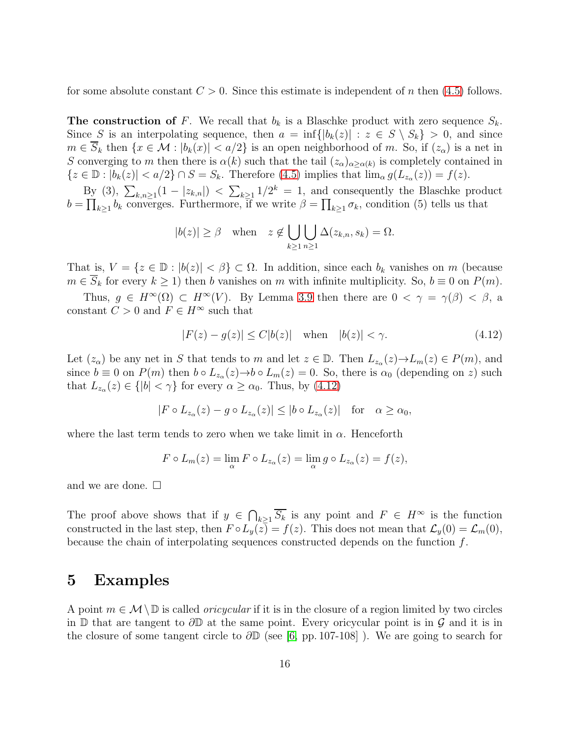for some absolute constant $C > 0$. Since this estimate is independent of $n$ then (4.5) follows.

**The construction of $F$.** We recall that $b_k$ is a Blaschke product with zero sequence $S_k$. Since $S$ is an interpolating sequence, then $a = \inf\{|b_k(z)| : z \in S \setminus S_k\} > 0$, and since $m \in \overline{S}_k$ then $\{x \in \mathcal{M} : |b_k(x)| < a/2\}$ is an open neighborhood of $m$. So, if $(z_\alpha)$ is a net in $S$ converging to $m$ then there is $\alpha(k)$ such that the tail $(z_\alpha)_{\alpha \geq \alpha(k)}$ is completely contained in $\{z \in \mathbb{D} : |b_k(z)| < a/2\} \cap S = S_k$. Therefore (4.5) implies that $\lim_\alpha g(L_{z_\alpha}(z)) = f(z)$.

By (3), $\sum_{k,n\geq 1}(1 - |z_{k,n}|) < \sum_{k\geq 1} 1/2^k = 1$, and consequently the Blaschke product $b = \prod_{k\geq 1} b_k$ converges. Furthermore, if we write $\beta = \prod_{k\geq 1} \sigma_k$, condition (5) tells us that

$$|b(z)| \geq \beta \quad \text{when} \quad z \notin \bigcup_{k\geq 1} \bigcup_{n\geq 1} \Delta(z_{k,n}, s_k) = \Omega.$$

That is, $V = \{z \in \mathbb{D} : |b(z)| < \beta\} \subset \Omega$. In addition, since each $b_k$ vanishes on $m$ (because $m \in \overline{S}_k$ for every $k \geq 1$) then $b$ vanishes on $m$ with infinite multiplicity. So, $b \equiv 0$ on $P(m)$.

Thus, $g \in H^\infty(\Omega) \subset H^\infty(V)$. By Lemma 3.9 then there are $0 < \gamma = \gamma(\beta) < \beta$, a constant $C > 0$ and $F \in H^\infty$ such that

$$|F(z) - g(z)| \leq C|b(z)| \quad \text{when} \quad |b(z)| < \gamma. \tag{4.12}$$

Let $(z_\alpha)$ be any net in $S$ that tends to $m$ and let $z \in \mathbb{D}$. Then $L_{z_\alpha}(z) \to L_m(z) \in P(m)$, and since $b \equiv 0$ on $P(m)$ then $b \circ L_{z_\alpha}(z) \to b \circ L_m(z) = 0$. So, there is $\alpha_0$ (depending on $z$) such that $L_{z_\alpha}(z) \in \{|b| < \gamma\}$ for every $\alpha \geq \alpha_0$. Thus, by (4.12)

$$|F \circ L_{z_\alpha}(z) - g \circ L_{z_\alpha}(z)| \leq |b \circ L_{z_\alpha}(z)| \quad \text{for} \quad \alpha \geq \alpha_0,$$

where the last term tends to zero when we take limit in $\alpha$. Henceforth

$$F \circ L_m(z) = \lim_\alpha F \circ L_{z_\alpha}(z) = \lim_\alpha g \circ L_{z_\alpha}(z) = f(z),$$

and we are done. □

The proof above shows that if $y \in \bigcap_{k\geq 1} \overline{S_k}$ is any point and $F \in H^\infty$ is the function constructed in the last step, then $F \circ L_y(z) = f(z)$. This does not mean that $\mathcal{L}_y(0) = \mathcal{L}_m(0)$, because the chain of interpolating sequences constructed depends on the function $f$.

# 5 Examples

A point $m \in \mathcal{M} \setminus \mathbb{D}$ is called *oricycular* if it is in the closure of a region limited by two circles in $\mathbb{D}$ that are tangent to $\partial\mathbb{D}$ at the same point. Every oricycular point is in $\mathcal{G}$ and it is in the closure of some tangent circle to $\partial\mathbb{D}$ (see [6, pp. 107-108] ). We are going to search for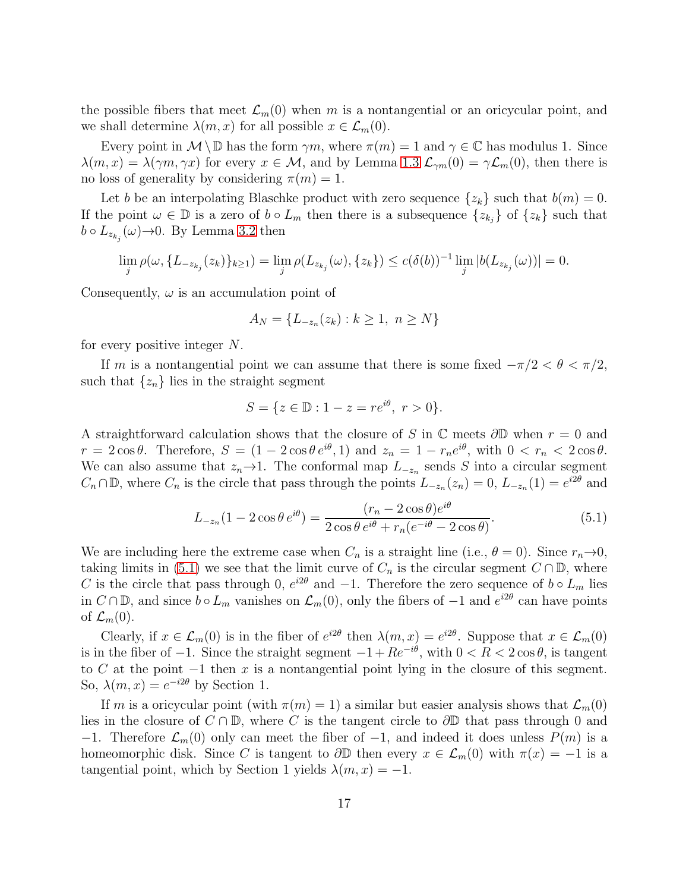the possible fibers that meet $\mathcal{L}_m(0)$ when $m$ is a nontangential or an oricycular point, and we shall determine $\lambda(m,x)$ for all possible $x \in \mathcal{L}_m(0)$.

Every point in $\mathcal{M} \setminus \mathbb{D}$ has the form $\gamma m$, where $\pi(m) = 1$ and $\gamma \in \mathbb{C}$ has modulus 1. Since $\lambda(m,x) = \lambda(\gamma m, \gamma x)$ for every $x \in \mathcal{M}$, and by Lemma 1.3 $\mathcal{L}_{\gamma m}(0) = \gamma \mathcal{L}_m(0)$, then there is no loss of generality by considering $\pi(m) = 1$.

Let $b$ be an interpolating Blaschke product with zero sequence $\{z_k\}$ such that $b(m) = 0$. If the point $\omega \in \mathbb{D}$ is a zero of $b \circ L_m$ then there is a subsequence $\{z_{k_j}\}$ of $\{z_k\}$ such that $b \circ L_{z_{k_j}}(\omega) \to 0$. By Lemma 3.2 then

$$\lim_j \rho(\omega, \{L_{-z_{k_j}}(z_k)\}_{k\geq 1}) = \lim_j \rho(L_{z_{k_j}}(\omega), \{z_k\}) \leq c(\delta(b))^{-1} \lim_j |b(L_{z_{k_j}}(\omega))| = 0.$$

Consequently, $\omega$ is an accumulation point of

$$A_N = \{L_{-z_n}(z_k) : k \geq 1,\ n \geq N\}$$

for every positive integer $N$.

If $m$ is a nontangential point we can assume that there is some fixed $-\pi/2 < \theta < \pi/2$, such that $\{z_n\}$ lies in the straight segment

$$S = \{z \in \mathbb{D} : 1 - z = re^{i\theta},\ r > 0\}.$$

A straightforward calculation shows that the closure of $S$ in $\mathbb{C}$ meets $\partial\mathbb{D}$ when $r = 0$ and $r = 2\cos\theta$. Therefore, $S = (1 - 2\cos\theta\, e^{i\theta}, 1)$ and $z_n = 1 - r_n e^{i\theta}$, with $0 < r_n < 2\cos\theta$. We can also assume that $z_n \to 1$. The conformal map $L_{-z_n}$ sends $S$ into a circular segment $C_n \cap \mathbb{D}$, where $C_n$ is the circle that pass through the points $L_{-z_n}(z_n) = 0$, $L_{-z_n}(1) = e^{i2\theta}$ and

$$L_{-z_n}(1 - 2\cos\theta\, e^{i\theta}) = \frac{(r_n - 2\cos\theta)e^{i\theta}}{2\cos\theta\, e^{i\theta} + r_n(e^{-i\theta} - 2\cos\theta)}. \tag{5.1}$$

We are including here the extreme case when $C_n$ is a straight line (i.e., $\theta = 0$). Since $r_n \to 0$, taking limits in (5.1) we see that the limit curve of $C_n$ is the circular segment $C \cap \mathbb{D}$, where $C$ is the circle that pass through 0, $e^{i2\theta}$ and $-1$. Therefore the zero sequence of $b \circ L_m$ lies in $C \cap \mathbb{D}$, and since $b \circ L_m$ vanishes on $\mathcal{L}_m(0)$, only the fibers of $-1$ and $e^{i2\theta}$ can have points of $\mathcal{L}_m(0)$.

Clearly, if $x \in \mathcal{L}_m(0)$ is in the fiber of $e^{i2\theta}$ then $\lambda(m,x) = e^{i2\theta}$. Suppose that $x \in \mathcal{L}_m(0)$ is in the fiber of $-1$. Since the straight segment $-1 + Re^{-i\theta}$, with $0 < R < 2\cos\theta$, is tangent to $C$ at the point $-1$ then $x$ is a nontangential point lying in the closure of this segment. So, $\lambda(m,x) = e^{-i2\theta}$ by Section 1.

If $m$ is a oricycular point (with $\pi(m) = 1$) a similar but easier analysis shows that $\mathcal{L}_m(0)$ lies in the closure of $C \cap \mathbb{D}$, where $C$ is the tangent circle to $\partial\mathbb{D}$ that pass through 0 and $-1$. Therefore $\mathcal{L}_m(0)$ only can meet the fiber of $-1$, and indeed it does unless $P(m)$ is a homeomorphic disk. Since $C$ is tangent to $\partial\mathbb{D}$ then every $x \in \mathcal{L}_m(0)$ with $\pi(x) = -1$ is a tangential point, which by Section 1 yields $\lambda(m,x) = -1$.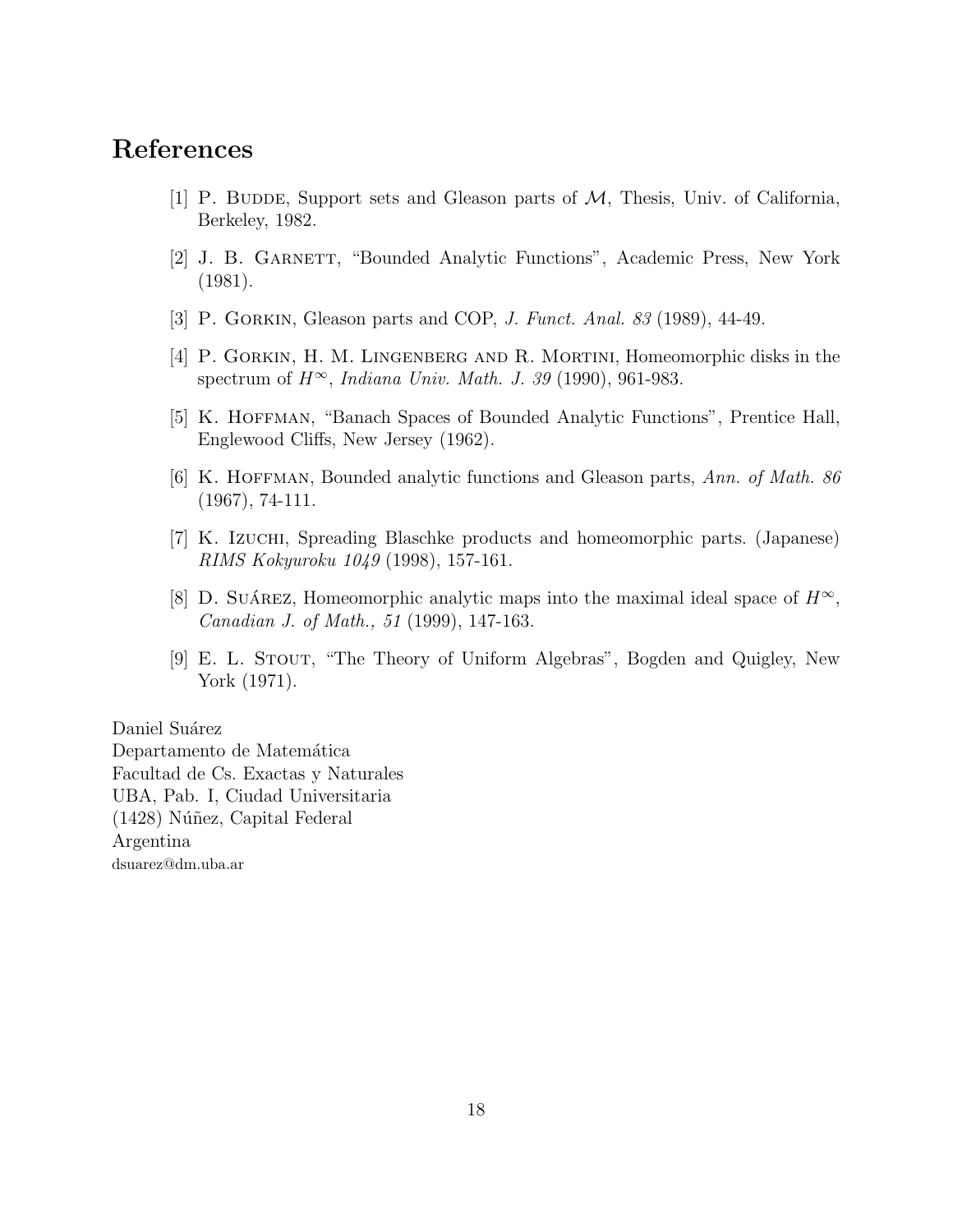## References

[1] P. Budde, Support sets and Gleason parts of $\mathcal{M}$, Thesis, Univ. of California, Berkeley, 1982.

[2] J. B. Garnett, "Bounded Analytic Functions", Academic Press, New York (1981).

[3] P. Gorkin, Gleason parts and COP, *J. Funct. Anal. 83* (1989), 44-49.

[4] P. Gorkin, H. M. Lingenberg and R. Mortini, Homeomorphic disks in the spectrum of $H^\infty$, *Indiana Univ. Math. J. 39* (1990), 961-983.

[5] K. Hoffman, "Banach Spaces of Bounded Analytic Functions", Prentice Hall, Englewood Cliffs, New Jersey (1962).

[6] K. Hoffman, Bounded analytic functions and Gleason parts, *Ann. of Math. 86* (1967), 74-111.

[7] K. Izuchi, Spreading Blaschke products and homeomorphic parts. (Japanese) *RIMS Kokyuroku 1049* (1998), 157-161.

[8] D. Suárez, Homeomorphic analytic maps into the maximal ideal space of $H^\infty$, *Canadian J. of Math., 51* (1999), 147-163.

[9] E. L. Stout, "The Theory of Uniform Algebras", Bogden and Quigley, New York (1971).

Daniel Suárez
Departamento de Matemática
Facultad de Cs. Exactas y Naturales
UBA, Pab. I, Ciudad Universitaria
(1428) Núñez, Capital Federal
Argentina
dsuarez@dm.uba.ar